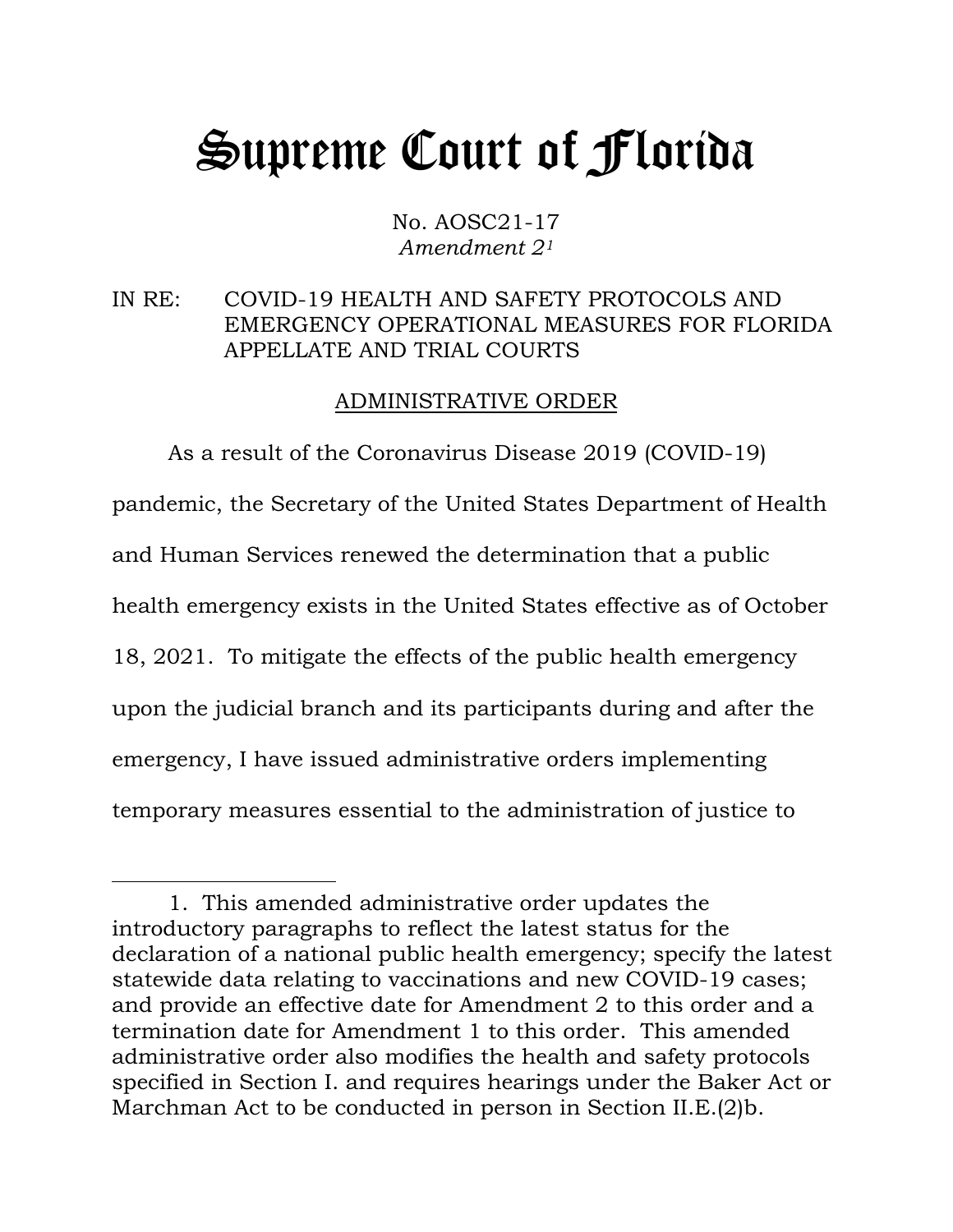# Supreme Court of Florida

No. AOSC21-17
*Amendment 2*[1]

IN RE: COVID-19 HEALTH AND SAFETY PROTOCOLS AND EMERGENCY OPERATIONAL MEASURES FOR FLORIDA APPELLATE AND TRIAL COURTS

## ADMINISTRATIVE ORDER

As a result of the Coronavirus Disease 2019 (COVID-19) pandemic, the Secretary of the United States Department of Health and Human Services renewed the determination that a public health emergency exists in the United States effective as of October 18, 2021. To mitigate the effects of the public health emergency upon the judicial branch and its participants during and after the emergency, I have issued administrative orders implementing temporary measures essential to the administration of justice to

---

1. This amended administrative order updates the introductory paragraphs to reflect the latest status for the declaration of a national public health emergency; specify the latest statewide data relating to vaccinations and new COVID-19 cases; and provide an effective date for Amendment 2 to this order and a termination date for Amendment 1 to this order. This amended administrative order also modifies the health and safety protocols specified in Section I. and requires hearings under the Baker Act or Marchman Act to be conducted in person in Section II.E.(2)b.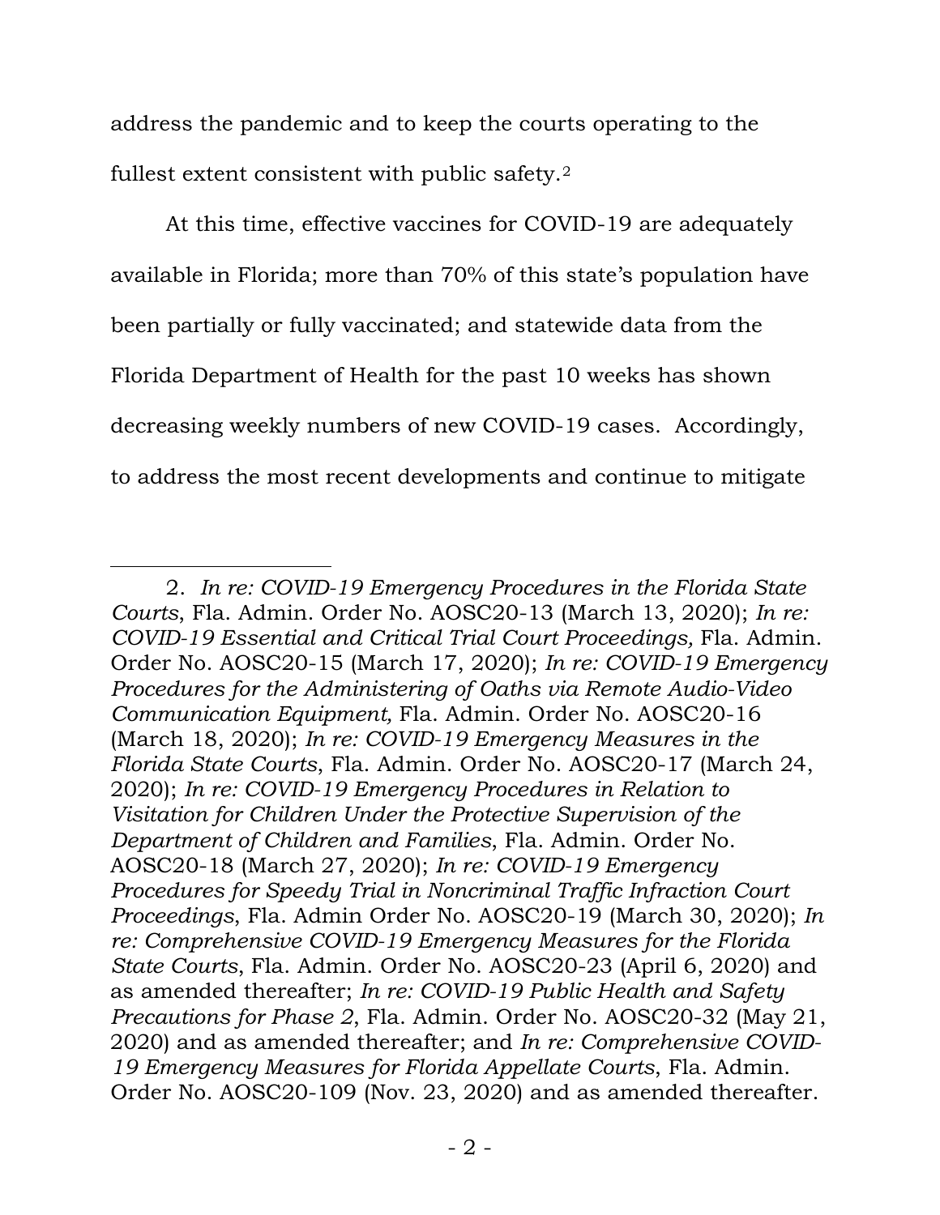address the pandemic and to keep the courts operating to the fullest extent consistent with public safety.[2]

At this time, effective vaccines for COVID-19 are adequately available in Florida; more than 70% of this state's population have been partially or fully vaccinated; and statewide data from the Florida Department of Health for the past 10 weeks has shown decreasing weekly numbers of new COVID-19 cases. Accordingly, to address the most recent developments and continue to mitigate

---

2. *In re: COVID-19 Emergency Procedures in the Florida State Courts*, Fla. Admin. Order No. AOSC20-13 (March 13, 2020); *In re: COVID-19 Essential and Critical Trial Court Proceedings,* Fla. Admin. Order No. AOSC20-15 (March 17, 2020); *In re: COVID-19 Emergency Procedures for the Administering of Oaths via Remote Audio-Video Communication Equipment,* Fla. Admin. Order No. AOSC20-16 (March 18, 2020); *In re: COVID-19 Emergency Measures in the Florida State Courts*, Fla. Admin. Order No. AOSC20-17 (March 24, 2020); *In re: COVID-19 Emergency Procedures in Relation to Visitation for Children Under the Protective Supervision of the Department of Children and Families*, Fla. Admin. Order No. AOSC20-18 (March 27, 2020); *In re: COVID-19 Emergency Procedures for Speedy Trial in Noncriminal Traffic Infraction Court Proceedings*, Fla. Admin Order No. AOSC20-19 (March 30, 2020); *In re: Comprehensive COVID-19 Emergency Measures for the Florida State Courts*, Fla. Admin. Order No. AOSC20-23 (April 6, 2020) and as amended thereafter; *In re: COVID-19 Public Health and Safety Precautions for Phase 2*, Fla. Admin. Order No. AOSC20-32 (May 21, 2020) and as amended thereafter; and *In re: Comprehensive COVID-19 Emergency Measures for Florida Appellate Courts*, Fla. Admin. Order No. AOSC20-109 (Nov. 23, 2020) and as amended thereafter.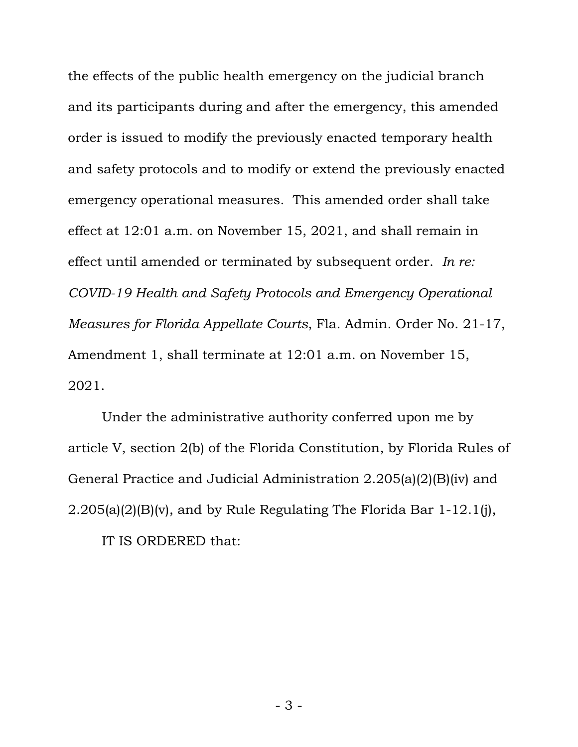the effects of the public health emergency on the judicial branch and its participants during and after the emergency, this amended order is issued to modify the previously enacted temporary health and safety protocols and to modify or extend the previously enacted emergency operational measures. This amended order shall take effect at 12:01 a.m. on November 15, 2021, and shall remain in effect until amended or terminated by subsequent order. *In re: COVID-19 Health and Safety Protocols and Emergency Operational Measures for Florida Appellate Courts*, Fla. Admin. Order No. 21-17, Amendment 1, shall terminate at 12:01 a.m. on November 15, 2021.

Under the administrative authority conferred upon me by article V, section 2(b) of the Florida Constitution, by Florida Rules of General Practice and Judicial Administration 2.205(a)(2)(B)(iv) and 2.205(a)(2)(B)(v), and by Rule Regulating The Florida Bar 1-12.1(j),

IT IS ORDERED that: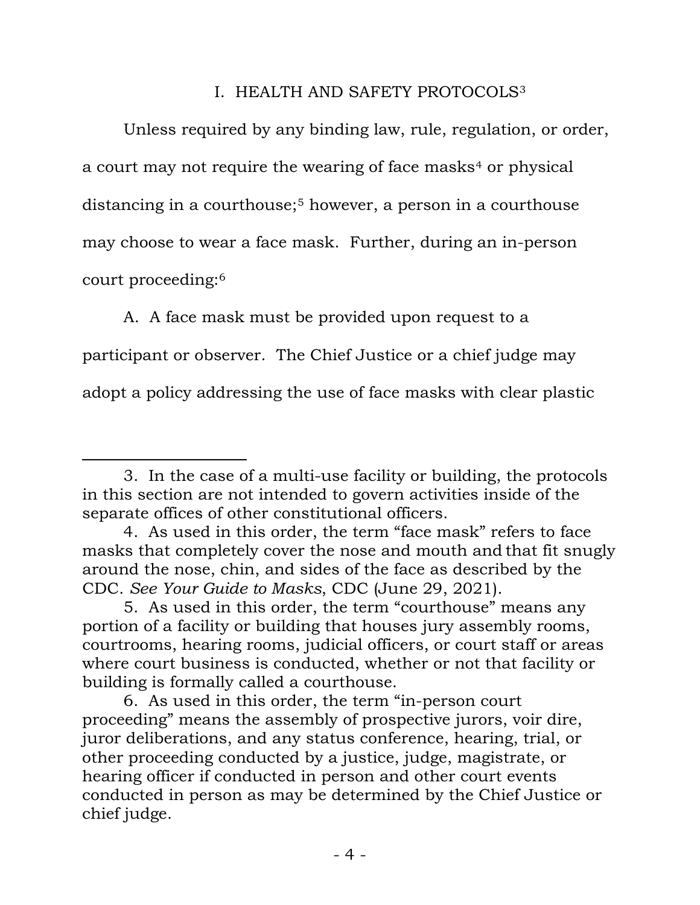## I. HEALTH AND SAFETY PROTOCOLS[3]

Unless required by any binding law, rule, regulation, or order, a court may not require the wearing of face masks[4] or physical distancing in a courthouse;[5] however, a person in a courthouse may choose to wear a face mask. Further, during an in-person court proceeding:[6]

A. A face mask must be provided upon request to a participant or observer. The Chief Justice or a chief judge may adopt a policy addressing the use of face masks with clear plastic

---

3. In the case of a multi-use facility or building, the protocols in this section are not intended to govern activities inside of the separate offices of other constitutional officers.

4. As used in this order, the term "face mask" refers to face masks that completely cover the nose and mouth and that fit snugly around the nose, chin, and sides of the face as described by the CDC. *See Your Guide to Masks*, CDC (June 29, 2021).

5. As used in this order, the term "courthouse" means any portion of a facility or building that houses jury assembly rooms, courtrooms, hearing rooms, judicial officers, or court staff or areas where court business is conducted, whether or not that facility or building is formally called a courthouse.

6. As used in this order, the term "in-person court proceeding" means the assembly of prospective jurors, voir dire, juror deliberations, and any status conference, hearing, trial, or other proceeding conducted by a justice, judge, magistrate, or hearing officer if conducted in person and other court events conducted in person as may be determined by the Chief Justice or chief judge.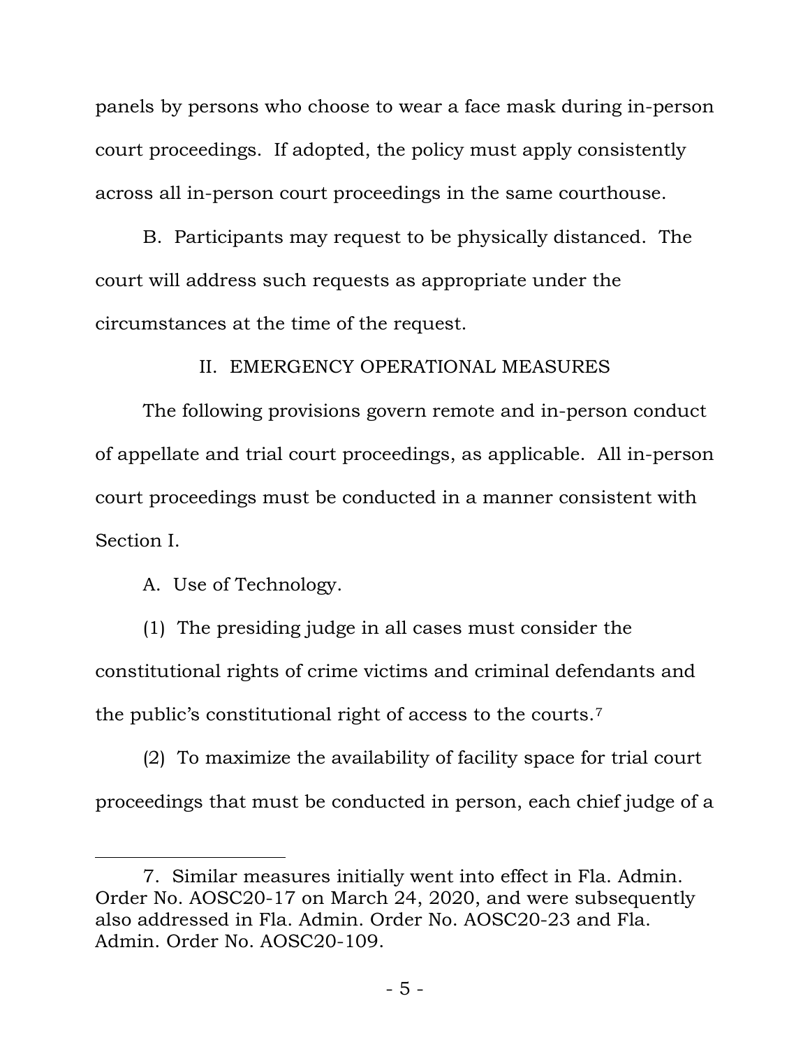panels by persons who choose to wear a face mask during in-person court proceedings. If adopted, the policy must apply consistently across all in-person court proceedings in the same courthouse.

B. Participants may request to be physically distanced. The court will address such requests as appropriate under the circumstances at the time of the request.

## II. EMERGENCY OPERATIONAL MEASURES

The following provisions govern remote and in-person conduct of appellate and trial court proceedings, as applicable. All in-person court proceedings must be conducted in a manner consistent with Section I.

A. Use of Technology.

(1) The presiding judge in all cases must consider the constitutional rights of crime victims and criminal defendants and the public's constitutional right of access to the courts.[7]

(2) To maximize the availability of facility space for trial court proceedings that must be conducted in person, each chief judge of a

---

7. Similar measures initially went into effect in Fla. Admin. Order No. AOSC20-17 on March 24, 2020, and were subsequently also addressed in Fla. Admin. Order No. AOSC20-23 and Fla. Admin. Order No. AOSC20-109.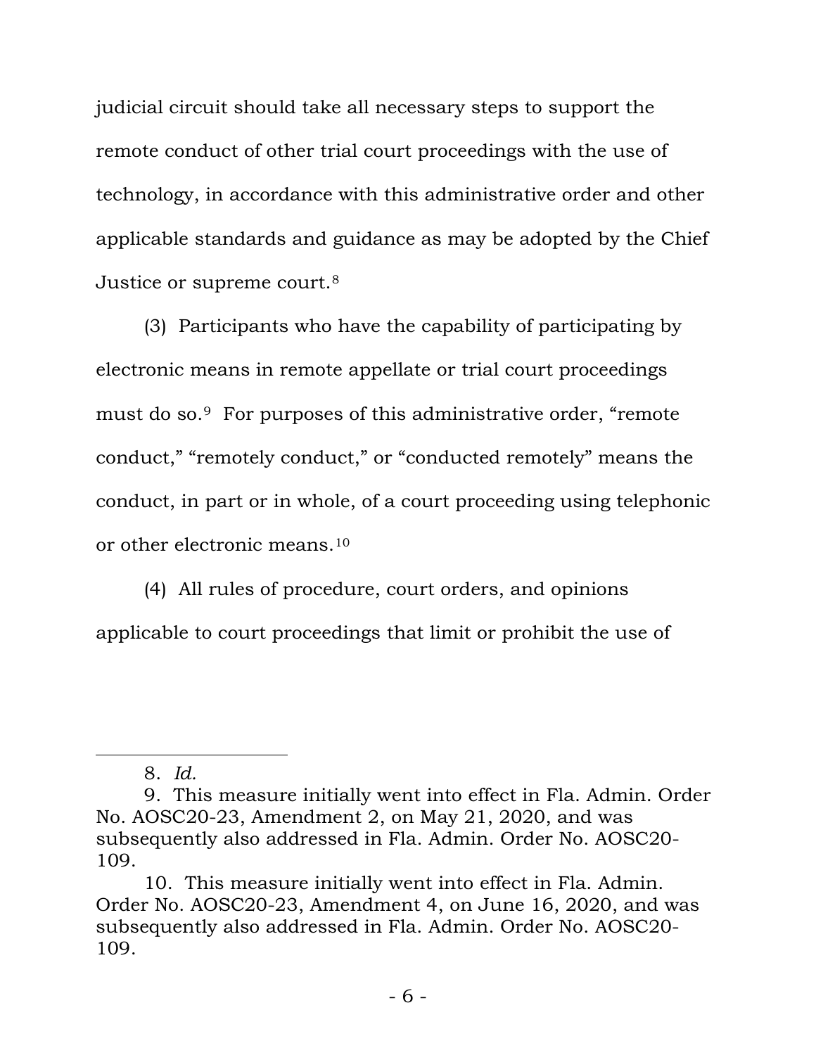judicial circuit should take all necessary steps to support the remote conduct of other trial court proceedings with the use of technology, in accordance with this administrative order and other applicable standards and guidance as may be adopted by the Chief Justice or supreme court.[8]

(3) Participants who have the capability of participating by electronic means in remote appellate or trial court proceedings must do so.[9] For purposes of this administrative order, "remote conduct," "remotely conduct," or "conducted remotely" means the conduct, in part or in whole, of a court proceeding using telephonic or other electronic means.[10]

(4) All rules of procedure, court orders, and opinions applicable to court proceedings that limit or prohibit the use of

---

8. *Id.*

9. This measure initially went into effect in Fla. Admin. Order No. AOSC20-23, Amendment 2, on May 21, 2020, and was subsequently also addressed in Fla. Admin. Order No. AOSC20-109.

10. This measure initially went into effect in Fla. Admin. Order No. AOSC20-23, Amendment 4, on June 16, 2020, and was subsequently also addressed in Fla. Admin. Order No. AOSC20-109.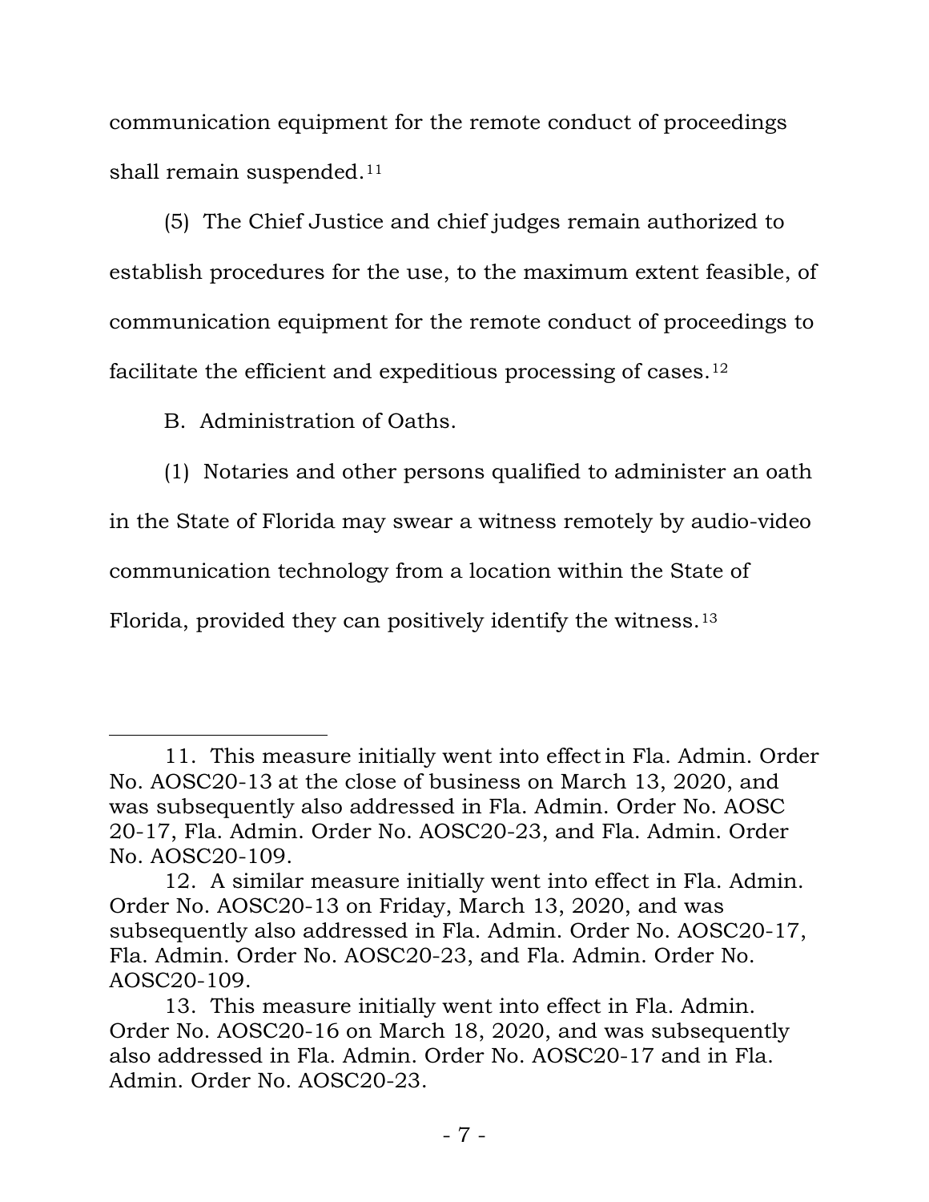communication equipment for the remote conduct of proceedings shall remain suspended.[11]

(5) The Chief Justice and chief judges remain authorized to establish procedures for the use, to the maximum extent feasible, of communication equipment for the remote conduct of proceedings to facilitate the efficient and expeditious processing of cases.[12]

B. Administration of Oaths.

(1) Notaries and other persons qualified to administer an oath in the State of Florida may swear a witness remotely by audio-video communication technology from a location within the State of Florida, provided they can positively identify the witness.[13]

---

11. This measure initially went into effect in Fla. Admin. Order No. AOSC20-13 at the close of business on March 13, 2020, and was subsequently also addressed in Fla. Admin. Order No. AOSC 20-17, Fla. Admin. Order No. AOSC20-23, and Fla. Admin. Order No. AOSC20-109.

12. A similar measure initially went into effect in Fla. Admin. Order No. AOSC20-13 on Friday, March 13, 2020, and was subsequently also addressed in Fla. Admin. Order No. AOSC20-17, Fla. Admin. Order No. AOSC20-23, and Fla. Admin. Order No. AOSC20-109.

13. This measure initially went into effect in Fla. Admin. Order No. AOSC20-16 on March 18, 2020, and was subsequently also addressed in Fla. Admin. Order No. AOSC20-17 and in Fla. Admin. Order No. AOSC20-23.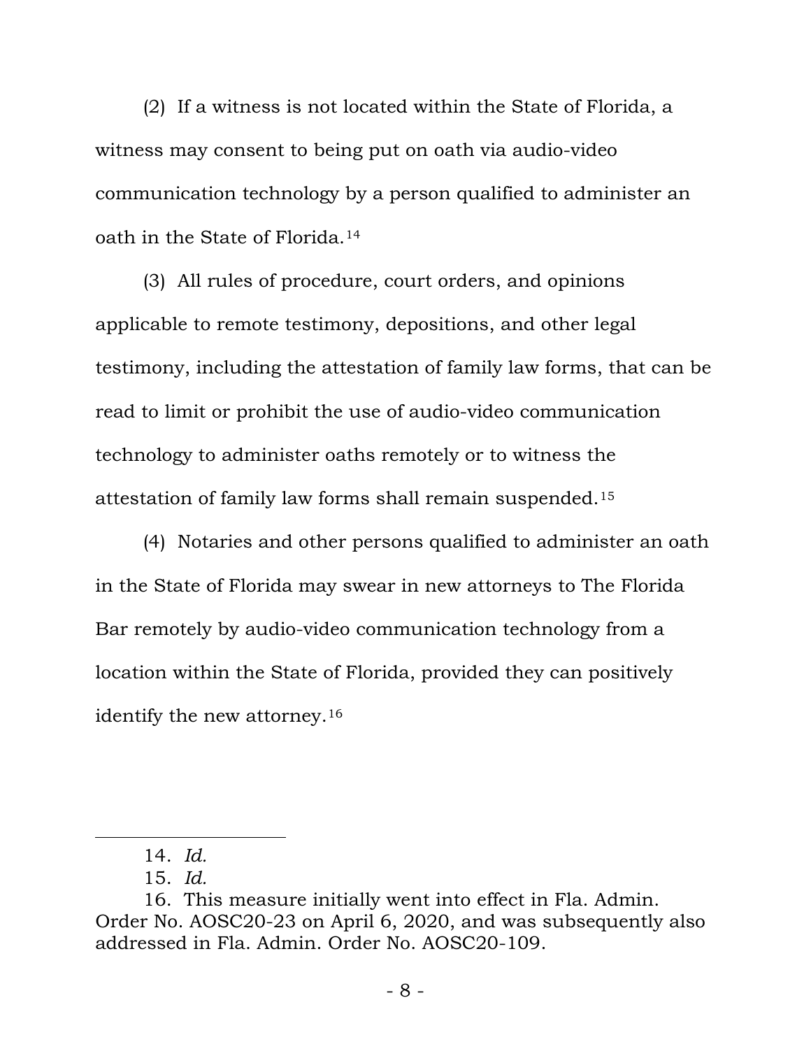(2) If a witness is not located within the State of Florida, a witness may consent to being put on oath via audio-video communication technology by a person qualified to administer an oath in the State of Florida.[14]

(3) All rules of procedure, court orders, and opinions applicable to remote testimony, depositions, and other legal testimony, including the attestation of family law forms, that can be read to limit or prohibit the use of audio-video communication technology to administer oaths remotely or to witness the attestation of family law forms shall remain suspended.[15]

(4) Notaries and other persons qualified to administer an oath in the State of Florida may swear in new attorneys to The Florida Bar remotely by audio-video communication technology from a location within the State of Florida, provided they can positively identify the new attorney.[16]

---

14. *Id.*

15. *Id.*

16. This measure initially went into effect in Fla. Admin. Order No. AOSC20-23 on April 6, 2020, and was subsequently also addressed in Fla. Admin. Order No. AOSC20-109.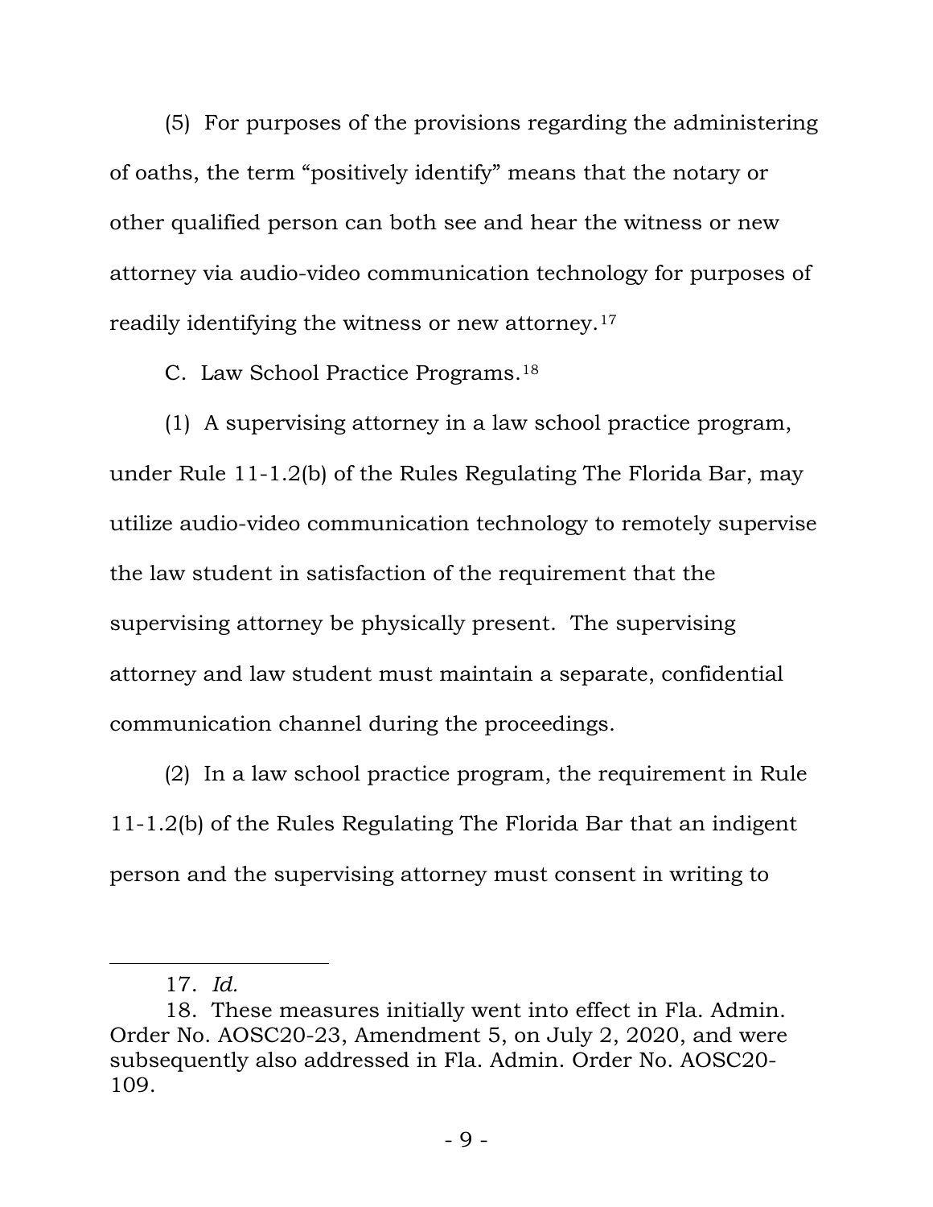(5) For purposes of the provisions regarding the administering of oaths, the term "positively identify" means that the notary or other qualified person can both see and hear the witness or new attorney via audio-video communication technology for purposes of readily identifying the witness or new attorney.[17]

C. Law School Practice Programs.[18]

(1) A supervising attorney in a law school practice program, under Rule 11-1.2(b) of the Rules Regulating The Florida Bar, may utilize audio-video communication technology to remotely supervise the law student in satisfaction of the requirement that the supervising attorney be physically present. The supervising attorney and law student must maintain a separate, confidential communication channel during the proceedings.

(2) In a law school practice program, the requirement in Rule 11-1.2(b) of the Rules Regulating The Florida Bar that an indigent person and the supervising attorney must consent in writing to

---

17. *Id.*

18. These measures initially went into effect in Fla. Admin. Order No. AOSC20-23, Amendment 5, on July 2, 2020, and were subsequently also addressed in Fla. Admin. Order No. AOSC20-109.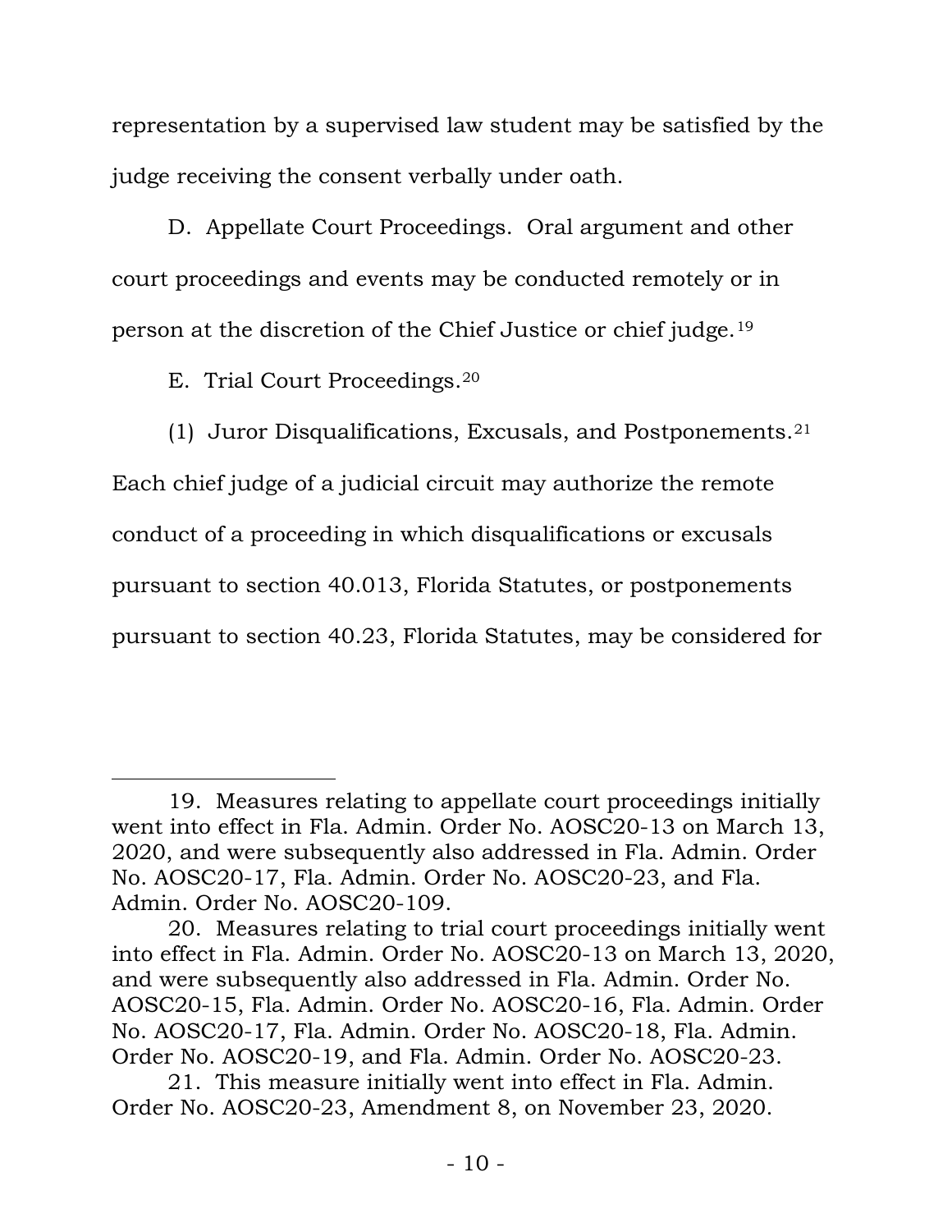representation by a supervised law student may be satisfied by the judge receiving the consent verbally under oath.

D. Appellate Court Proceedings. Oral argument and other court proceedings and events may be conducted remotely or in person at the discretion of the Chief Justice or chief judge.[19]

E. Trial Court Proceedings.[20]

(1) Juror Disqualifications, Excusals, and Postponements.[21] Each chief judge of a judicial circuit may authorize the remote conduct of a proceeding in which disqualifications or excusals pursuant to section 40.013, Florida Statutes, or postponements pursuant to section 40.23, Florida Statutes, may be considered for

---

19. Measures relating to appellate court proceedings initially went into effect in Fla. Admin. Order No. AOSC20-13 on March 13, 2020, and were subsequently also addressed in Fla. Admin. Order No. AOSC20-17, Fla. Admin. Order No. AOSC20-23, and Fla. Admin. Order No. AOSC20-109.

20. Measures relating to trial court proceedings initially went into effect in Fla. Admin. Order No. AOSC20-13 on March 13, 2020, and were subsequently also addressed in Fla. Admin. Order No. AOSC20-15, Fla. Admin. Order No. AOSC20-16, Fla. Admin. Order No. AOSC20-17, Fla. Admin. Order No. AOSC20-18, Fla. Admin. Order No. AOSC20-19, and Fla. Admin. Order No. AOSC20-23.

21. This measure initially went into effect in Fla. Admin. Order No. AOSC20-23, Amendment 8, on November 23, 2020.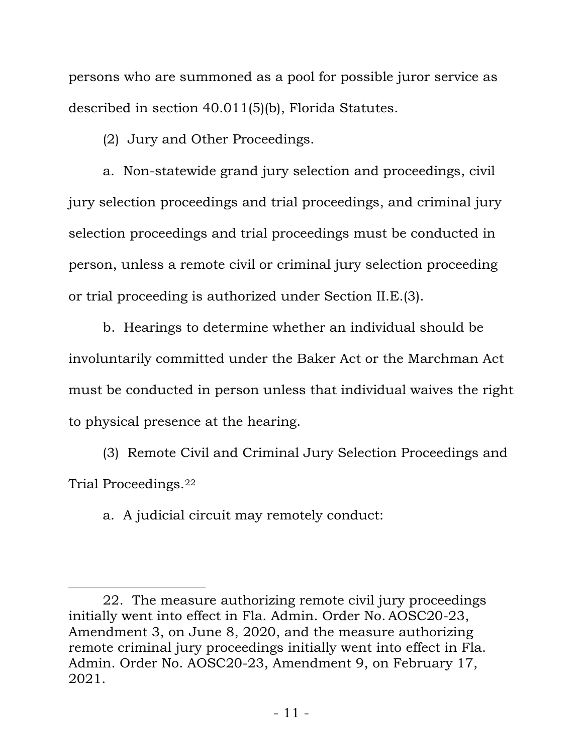persons who are summoned as a pool for possible juror service as described in section 40.011(5)(b), Florida Statutes.

(2) Jury and Other Proceedings.

a. Non-statewide grand jury selection and proceedings, civil jury selection proceedings and trial proceedings, and criminal jury selection proceedings and trial proceedings must be conducted in person, unless a remote civil or criminal jury selection proceeding or trial proceeding is authorized under Section II.E.(3).

b. Hearings to determine whether an individual should be involuntarily committed under the Baker Act or the Marchman Act must be conducted in person unless that individual waives the right to physical presence at the hearing.

(3) Remote Civil and Criminal Jury Selection Proceedings and Trial Proceedings.[22]

a. A judicial circuit may remotely conduct:

---

22. The measure authorizing remote civil jury proceedings initially went into effect in Fla. Admin. Order No. AOSC20-23, Amendment 3, on June 8, 2020, and the measure authorizing remote criminal jury proceedings initially went into effect in Fla. Admin. Order No. AOSC20-23, Amendment 9, on February 17, 2021.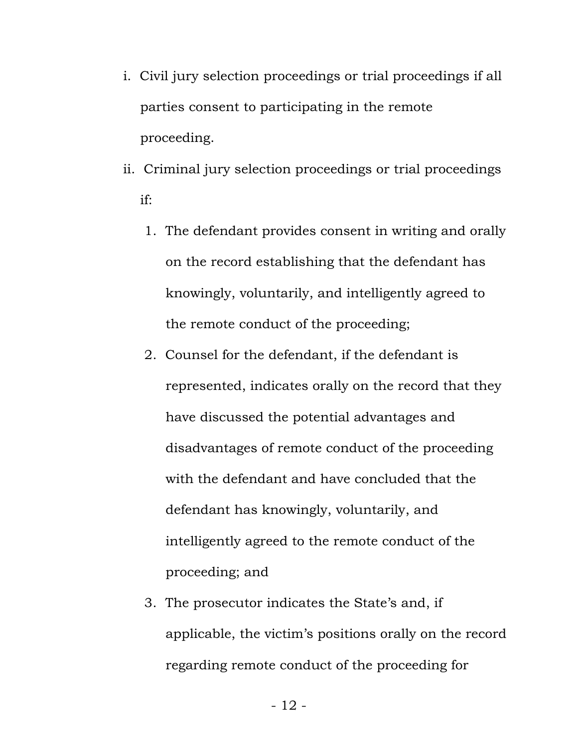i. Civil jury selection proceedings or trial proceedings if all parties consent to participating in the remote proceeding.

ii. Criminal jury selection proceedings or trial proceedings if:

   1. The defendant provides consent in writing and orally on the record establishing that the defendant has knowingly, voluntarily, and intelligently agreed to the remote conduct of the proceeding;

   2. Counsel for the defendant, if the defendant is represented, indicates orally on the record that they have discussed the potential advantages and disadvantages of remote conduct of the proceeding with the defendant and have concluded that the defendant has knowingly, voluntarily, and intelligently agreed to the remote conduct of the proceeding; and

   3. The prosecutor indicates the State's and, if applicable, the victim's positions orally on the record regarding remote conduct of the proceeding for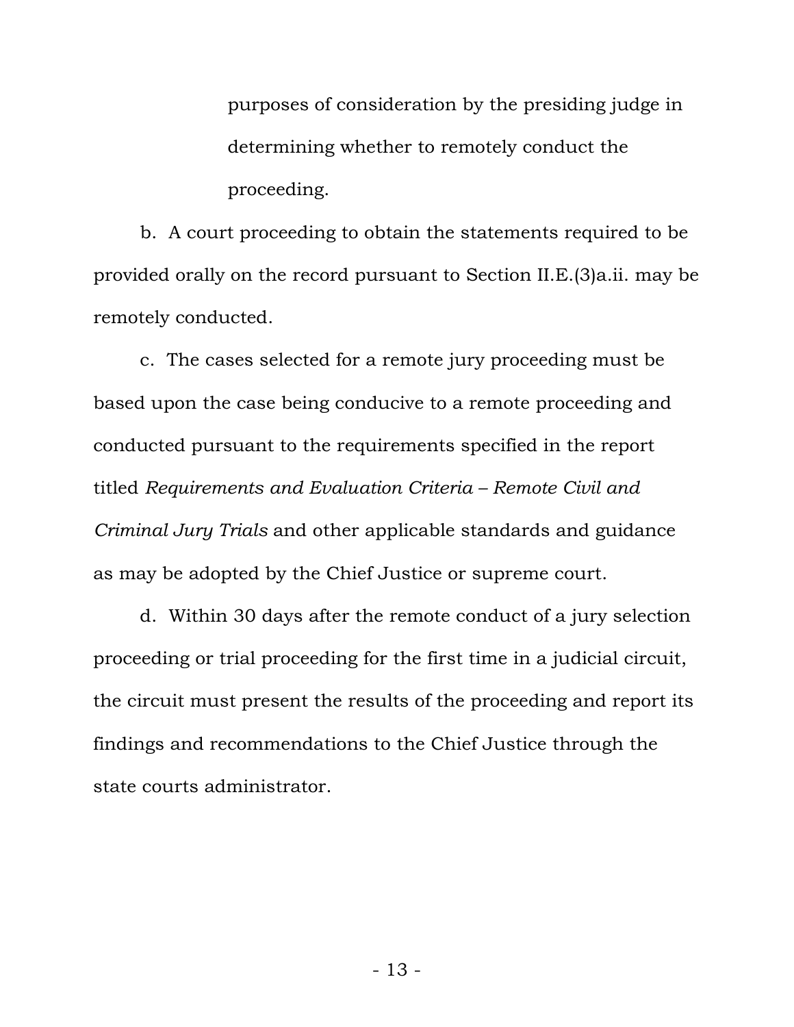purposes of consideration by the presiding judge in determining whether to remotely conduct the proceeding.

b. A court proceeding to obtain the statements required to be provided orally on the record pursuant to Section II.E.(3)a.ii. may be remotely conducted.

c. The cases selected for a remote jury proceeding must be based upon the case being conducive to a remote proceeding and conducted pursuant to the requirements specified in the report titled *Requirements and Evaluation Criteria – Remote Civil and Criminal Jury Trials* and other applicable standards and guidance as may be adopted by the Chief Justice or supreme court.

d. Within 30 days after the remote conduct of a jury selection proceeding or trial proceeding for the first time in a judicial circuit, the circuit must present the results of the proceeding and report its findings and recommendations to the Chief Justice through the state courts administrator.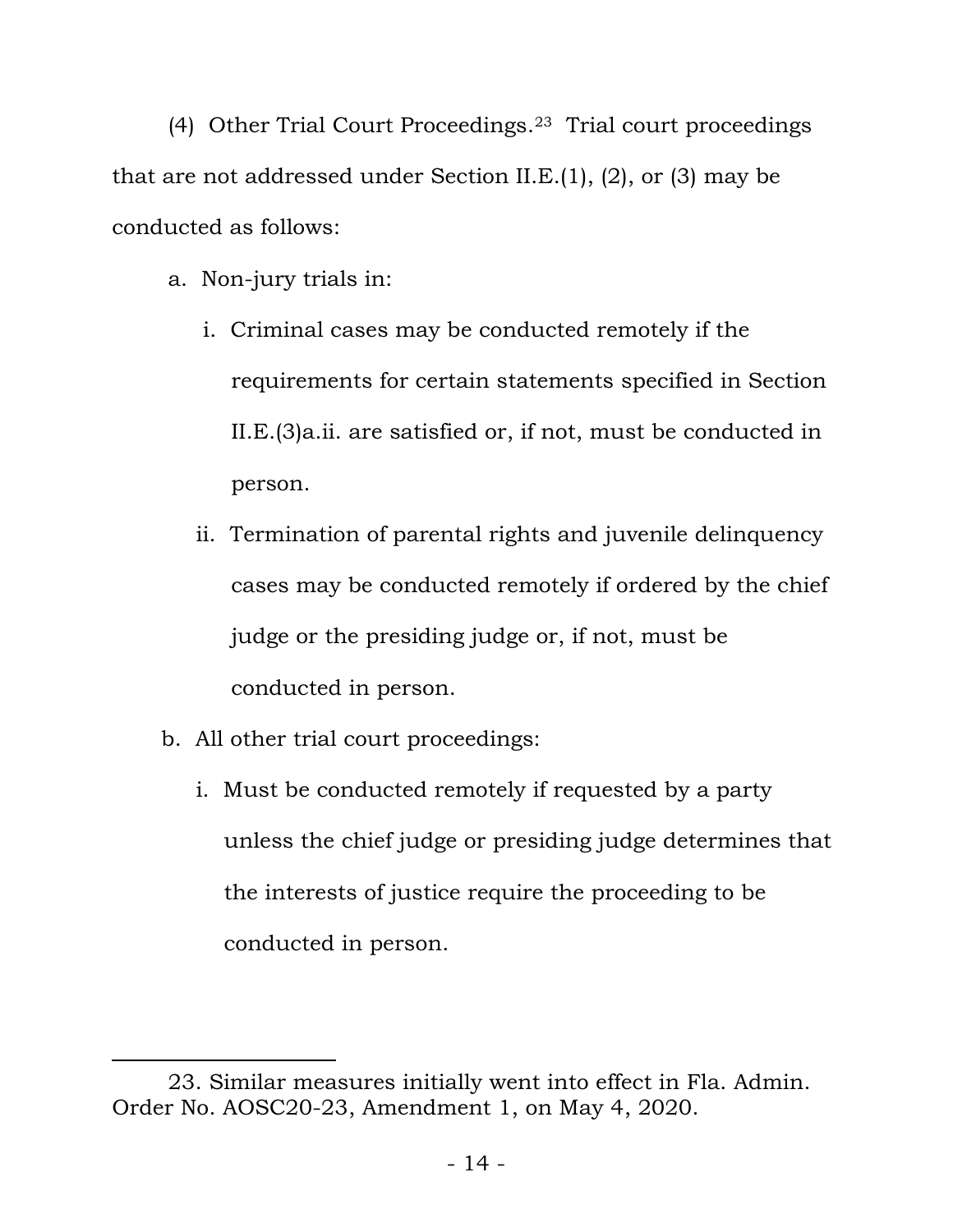(4) Other Trial Court Proceedings.[23] Trial court proceedings that are not addressed under Section II.E.(1), (2), or (3) may be conducted as follows:

a. Non-jury trials in:

   i. Criminal cases may be conducted remotely if the requirements for certain statements specified in Section II.E.(3)a.ii. are satisfied or, if not, must be conducted in person.

   ii. Termination of parental rights and juvenile delinquency cases may be conducted remotely if ordered by the chief judge or the presiding judge or, if not, must be conducted in person.

b. All other trial court proceedings:

   i. Must be conducted remotely if requested by a party unless the chief judge or presiding judge determines that the interests of justice require the proceeding to be conducted in person.

---

23. Similar measures initially went into effect in Fla. Admin. Order No. AOSC20-23, Amendment 1, on May 4, 2020.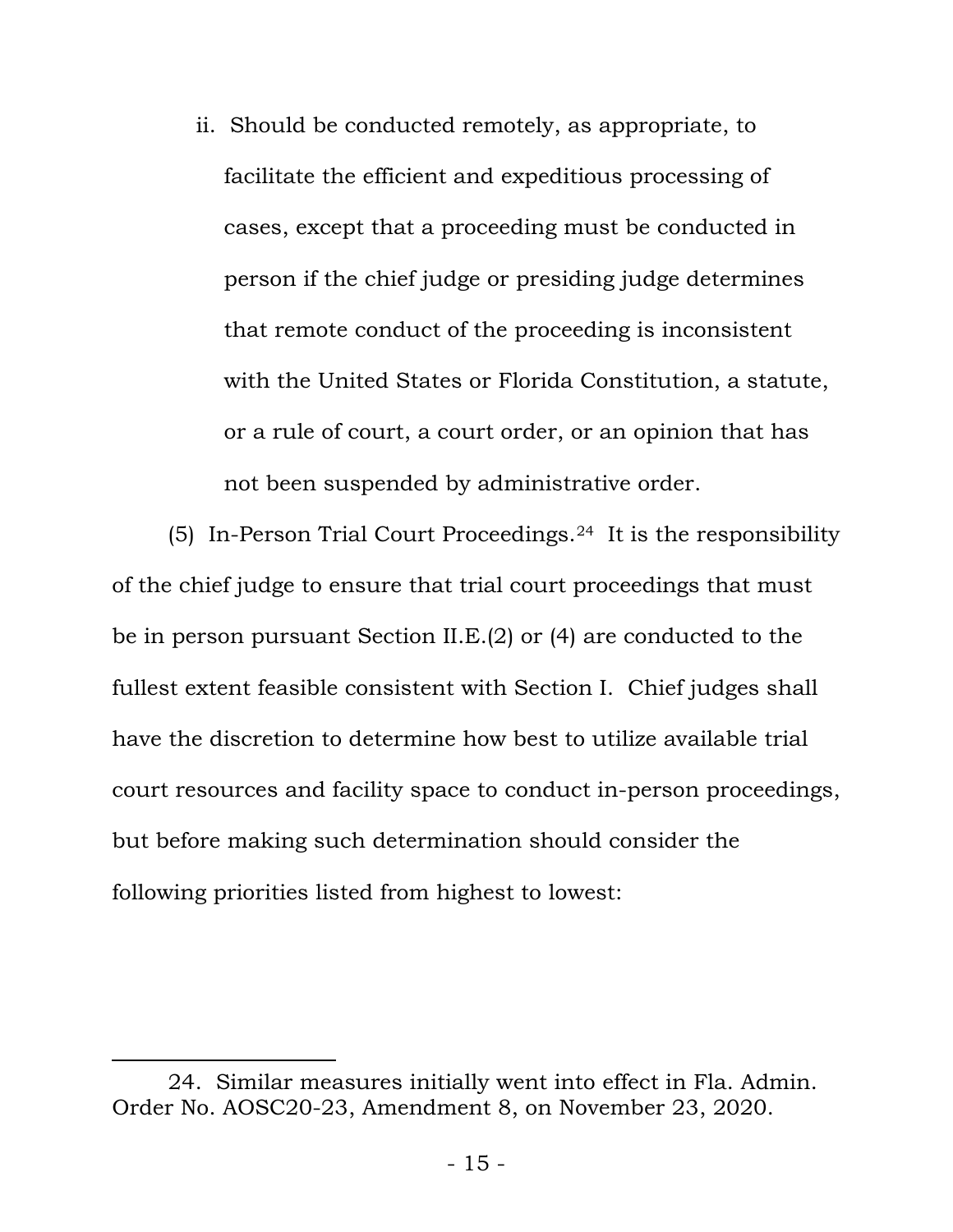ii. Should be conducted remotely, as appropriate, to facilitate the efficient and expeditious processing of cases, except that a proceeding must be conducted in person if the chief judge or presiding judge determines that remote conduct of the proceeding is inconsistent with the United States or Florida Constitution, a statute, or a rule of court, a court order, or an opinion that has not been suspended by administrative order.

(5) In-Person Trial Court Proceedings.[24] It is the responsibility of the chief judge to ensure that trial court proceedings that must be in person pursuant Section II.E.(2) or (4) are conducted to the fullest extent feasible consistent with Section I. Chief judges shall have the discretion to determine how best to utilize available trial court resources and facility space to conduct in-person proceedings, but before making such determination should consider the following priorities listed from highest to lowest:

---

24. Similar measures initially went into effect in Fla. Admin. Order No. AOSC20-23, Amendment 8, on November 23, 2020.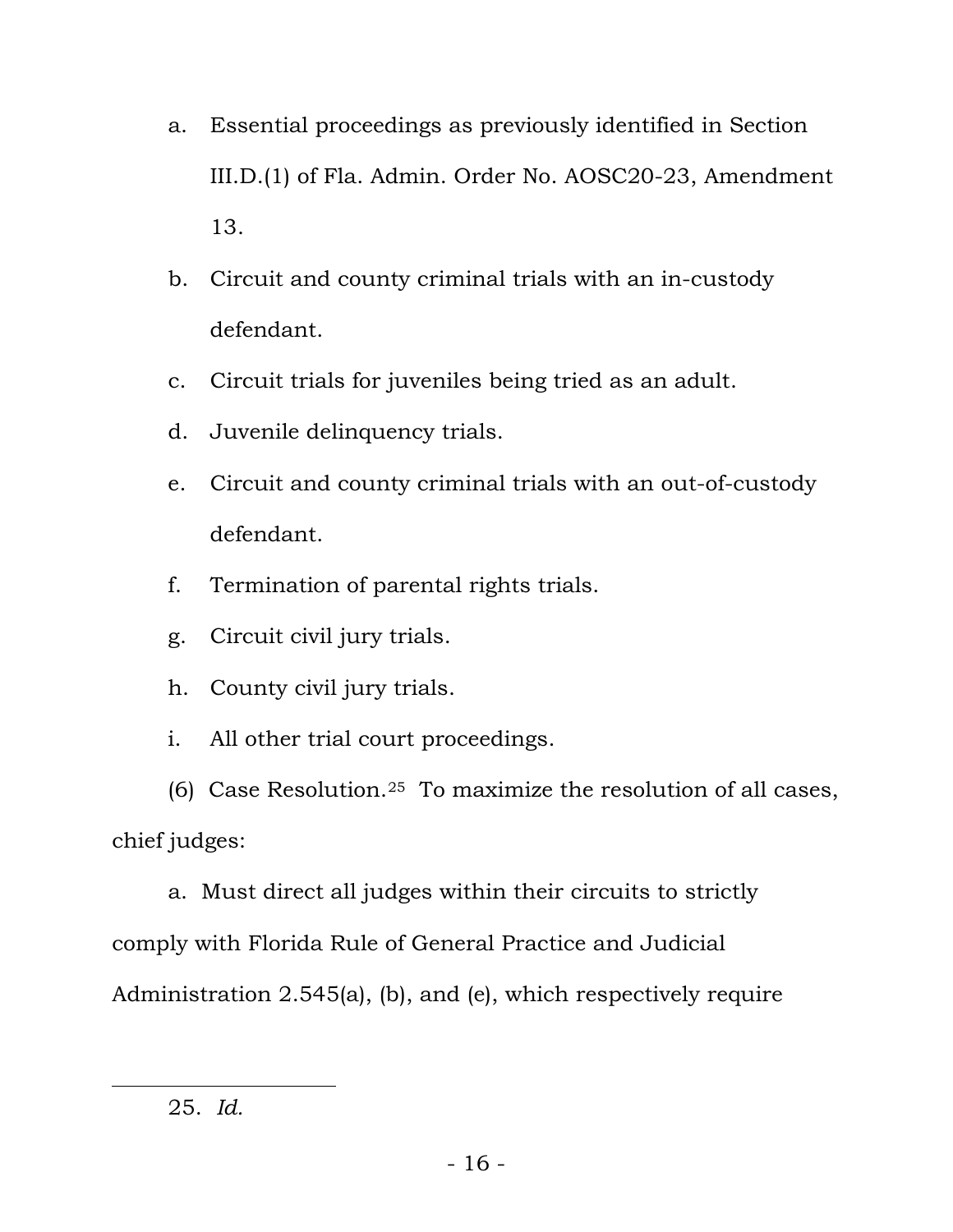a. Essential proceedings as previously identified in Section III.D.(1) of Fla. Admin. Order No. AOSC20-23, Amendment 13.

b. Circuit and county criminal trials with an in-custody defendant.

c. Circuit trials for juveniles being tried as an adult.

d. Juvenile delinquency trials.

e. Circuit and county criminal trials with an out-of-custody defendant.

f. Termination of parental rights trials.

g. Circuit civil jury trials.

h. County civil jury trials.

i. All other trial court proceedings.

(6) Case Resolution.[25] To maximize the resolution of all cases, chief judges:

a. Must direct all judges within their circuits to strictly comply with Florida Rule of General Practice and Judicial Administration 2.545(a), (b), and (e), which respectively require

---

25. *Id.*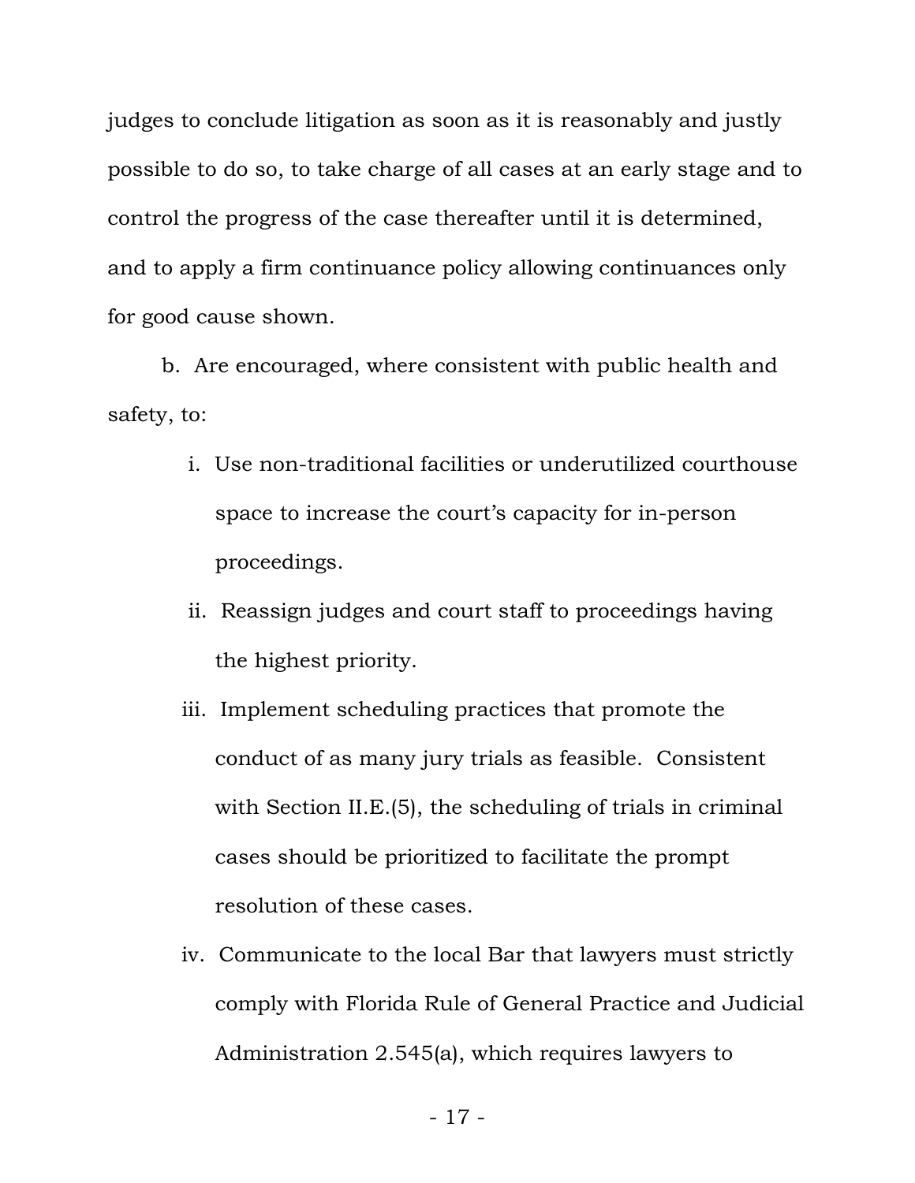judges to conclude litigation as soon as it is reasonably and justly possible to do so, to take charge of all cases at an early stage and to control the progress of the case thereafter until it is determined, and to apply a firm continuance policy allowing continuances only for good cause shown.

b. Are encouraged, where consistent with public health and safety, to:

i. Use non-traditional facilities or underutilized courthouse space to increase the court's capacity for in-person proceedings.

ii. Reassign judges and court staff to proceedings having the highest priority.

iii. Implement scheduling practices that promote the conduct of as many jury trials as feasible. Consistent with Section II.E.(5), the scheduling of trials in criminal cases should be prioritized to facilitate the prompt resolution of these cases.

iv. Communicate to the local Bar that lawyers must strictly comply with Florida Rule of General Practice and Judicial Administration 2.545(a), which requires lawyers to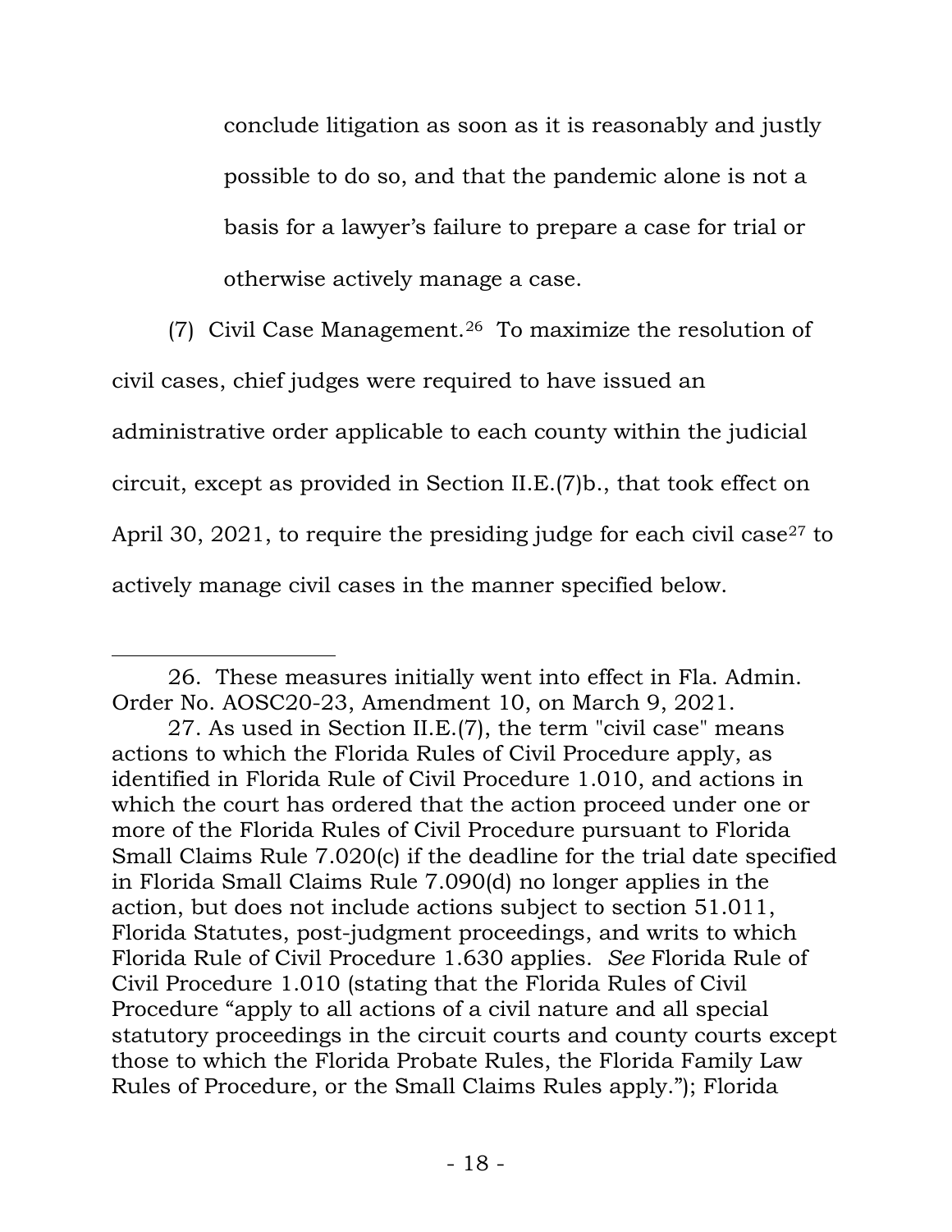conclude litigation as soon as it is reasonably and justly possible to do so, and that the pandemic alone is not a basis for a lawyer's failure to prepare a case for trial or otherwise actively manage a case.

(7) Civil Case Management.[26] To maximize the resolution of civil cases, chief judges were required to have issued an administrative order applicable to each county within the judicial circuit, except as provided in Section II.E.(7)b., that took effect on April 30, 2021, to require the presiding judge for each civil case[27] to actively manage civil cases in the manner specified below.

---

26. These measures initially went into effect in Fla. Admin. Order No. AOSC20-23, Amendment 10, on March 9, 2021.

27. As used in Section II.E.(7), the term "civil case" means actions to which the Florida Rules of Civil Procedure apply, as identified in Florida Rule of Civil Procedure 1.010, and actions in which the court has ordered that the action proceed under one or more of the Florida Rules of Civil Procedure pursuant to Florida Small Claims Rule 7.020(c) if the deadline for the trial date specified in Florida Small Claims Rule 7.090(d) no longer applies in the action, but does not include actions subject to section 51.011, Florida Statutes, post-judgment proceedings, and writs to which Florida Rule of Civil Procedure 1.630 applies. *See* Florida Rule of Civil Procedure 1.010 (stating that the Florida Rules of Civil Procedure "apply to all actions of a civil nature and all special statutory proceedings in the circuit courts and county courts except those to which the Florida Probate Rules, the Florida Family Law Rules of Procedure, or the Small Claims Rules apply."); Florida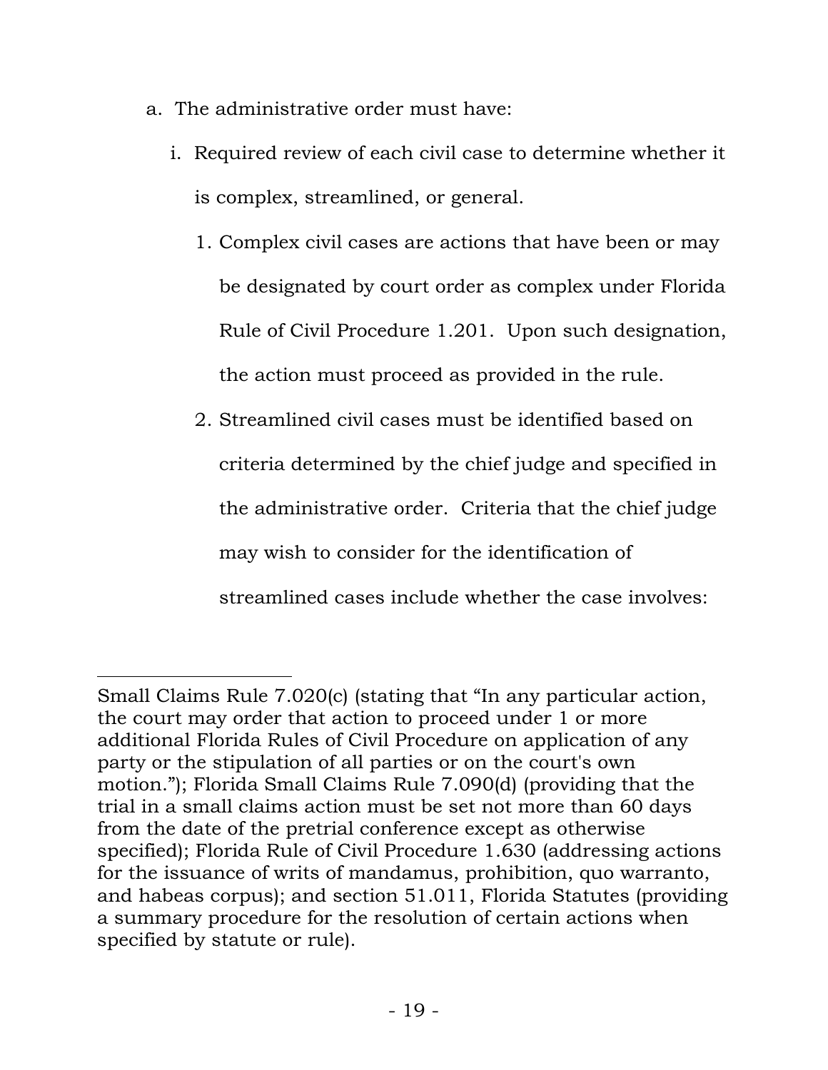a. The administrative order must have:

   i. Required review of each civil case to determine whether it is complex, streamlined, or general.

      1. Complex civil cases are actions that have been or may be designated by court order as complex under Florida Rule of Civil Procedure 1.201. Upon such designation, the action must proceed as provided in the rule.

      2. Streamlined civil cases must be identified based on criteria determined by the chief judge and specified in the administrative order. Criteria that the chief judge may wish to consider for the identification of streamlined cases include whether the case involves:

---

Small Claims Rule 7.020(c) (stating that "In any particular action, the court may order that action to proceed under 1 or more additional Florida Rules of Civil Procedure on application of any party or the stipulation of all parties or on the court's own motion."); Florida Small Claims Rule 7.090(d) (providing that the trial in a small claims action must be set not more than 60 days from the date of the pretrial conference except as otherwise specified); Florida Rule of Civil Procedure 1.630 (addressing actions for the issuance of writs of mandamus, prohibition, quo warranto, and habeas corpus); and section 51.011, Florida Statutes (providing a summary procedure for the resolution of certain actions when specified by statute or rule).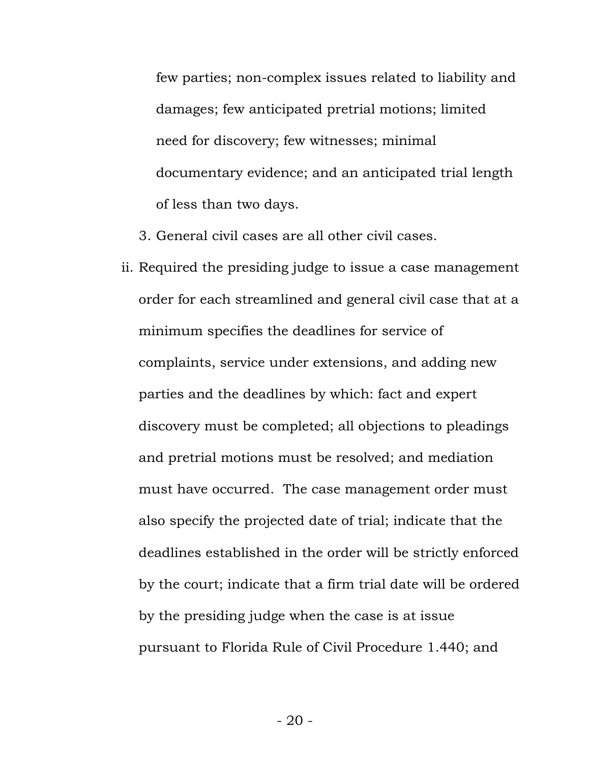few parties; non-complex issues related to liability and damages; few anticipated pretrial motions; limited need for discovery; few witnesses; minimal documentary evidence; and an anticipated trial length of less than two days.

3. General civil cases are all other civil cases.

ii. Required the presiding judge to issue a case management order for each streamlined and general civil case that at a minimum specifies the deadlines for service of complaints, service under extensions, and adding new parties and the deadlines by which: fact and expert discovery must be completed; all objections to pleadings and pretrial motions must be resolved; and mediation must have occurred. The case management order must also specify the projected date of trial; indicate that the deadlines established in the order will be strictly enforced by the court; indicate that a firm trial date will be ordered by the presiding judge when the case is at issue pursuant to Florida Rule of Civil Procedure 1.440; and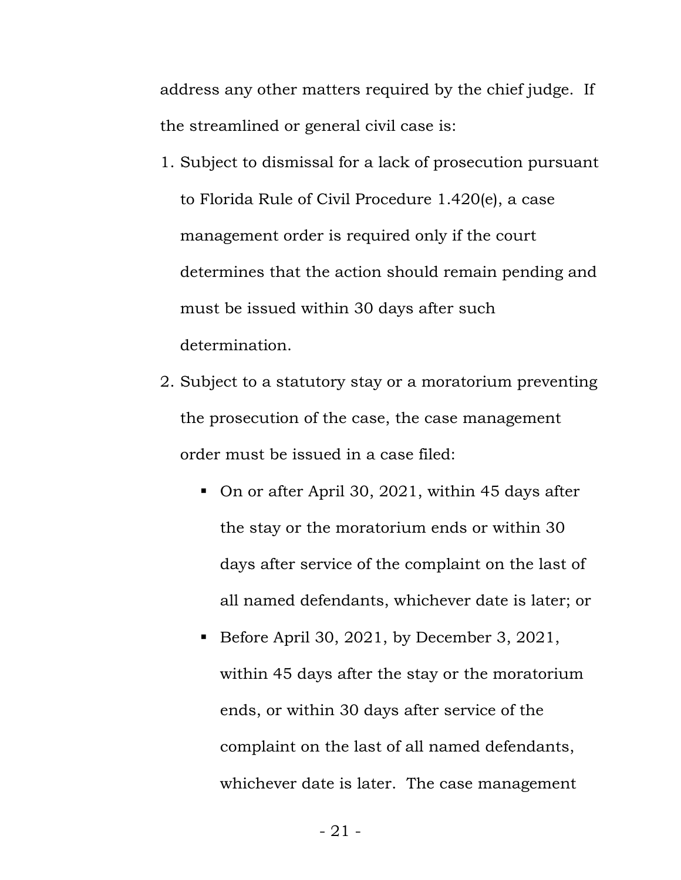address any other matters required by the chief judge. If the streamlined or general civil case is:

1. Subject to dismissal for a lack of prosecution pursuant to Florida Rule of Civil Procedure 1.420(e), a case management order is required only if the court determines that the action should remain pending and must be issued within 30 days after such determination.
2. Subject to a statutory stay or a moratorium preventing the prosecution of the case, the case management order must be issued in a case filed:
   - On or after April 30, 2021, within 45 days after the stay or the moratorium ends or within 30 days after service of the complaint on the last of all named defendants, whichever date is later; or
   - Before April 30, 2021, by December 3, 2021, within 45 days after the stay or the moratorium ends, or within 30 days after service of the complaint on the last of all named defendants, whichever date is later. The case management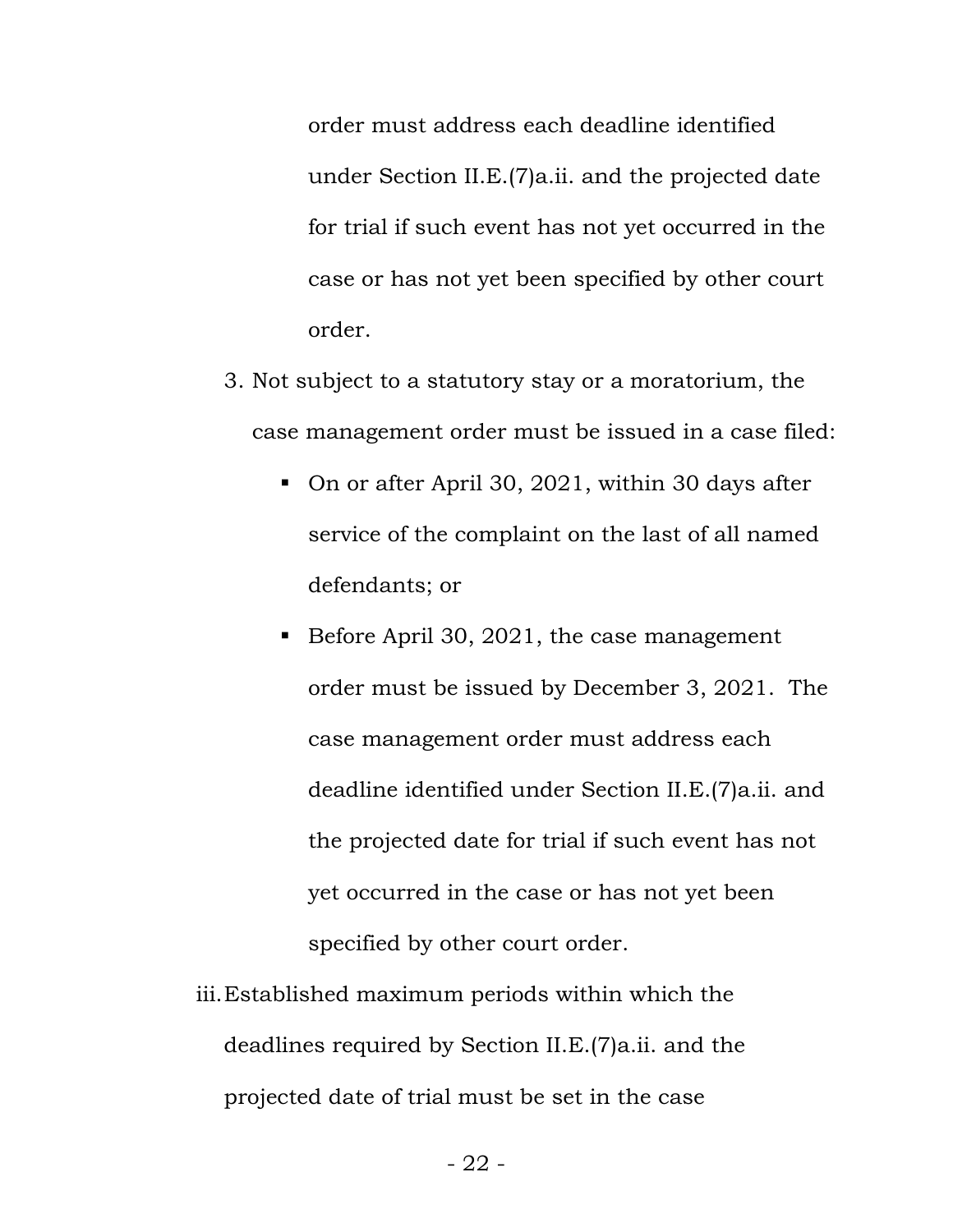order must address each deadline identified under Section II.E.(7)a.ii. and the projected date for trial if such event has not yet occurred in the case or has not yet been specified by other court order.

3. Not subject to a statutory stay or a moratorium, the case management order must be issued in a case filed:

   - On or after April 30, 2021, within 30 days after service of the complaint on the last of all named defendants; or

   - Before April 30, 2021, the case management order must be issued by December 3, 2021. The case management order must address each deadline identified under Section II.E.(7)a.ii. and the projected date for trial if such event has not yet occurred in the case or has not yet been specified by other court order.

iii. Established maximum periods within which the deadlines required by Section II.E.(7)a.ii. and the projected date of trial must be set in the case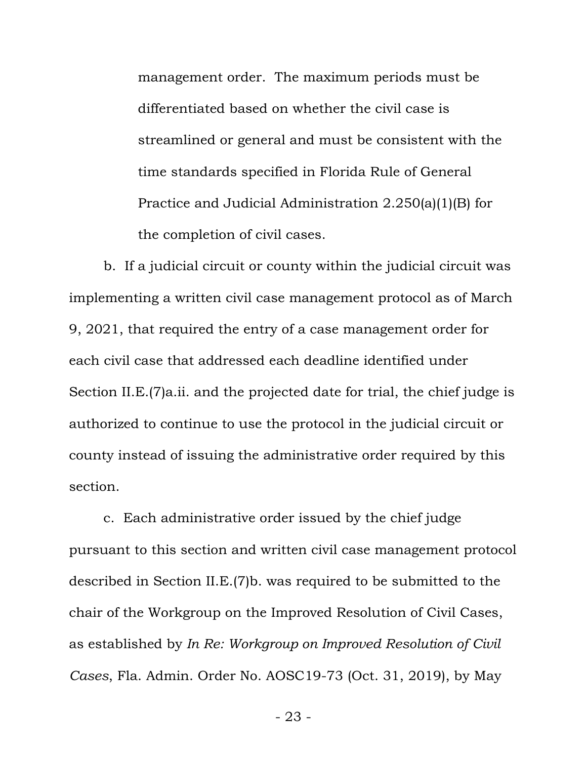management order. The maximum periods must be differentiated based on whether the civil case is streamlined or general and must be consistent with the time standards specified in Florida Rule of General Practice and Judicial Administration 2.250(a)(1)(B) for the completion of civil cases.

b. If a judicial circuit or county within the judicial circuit was implementing a written civil case management protocol as of March 9, 2021, that required the entry of a case management order for each civil case that addressed each deadline identified under Section II.E.(7)a.ii. and the projected date for trial, the chief judge is authorized to continue to use the protocol in the judicial circuit or county instead of issuing the administrative order required by this section.

c. Each administrative order issued by the chief judge pursuant to this section and written civil case management protocol described in Section II.E.(7)b. was required to be submitted to the chair of the Workgroup on the Improved Resolution of Civil Cases, as established by *In Re: Workgroup on Improved Resolution of Civil Cases*, Fla. Admin. Order No. AOSC19-73 (Oct. 31, 2019), by May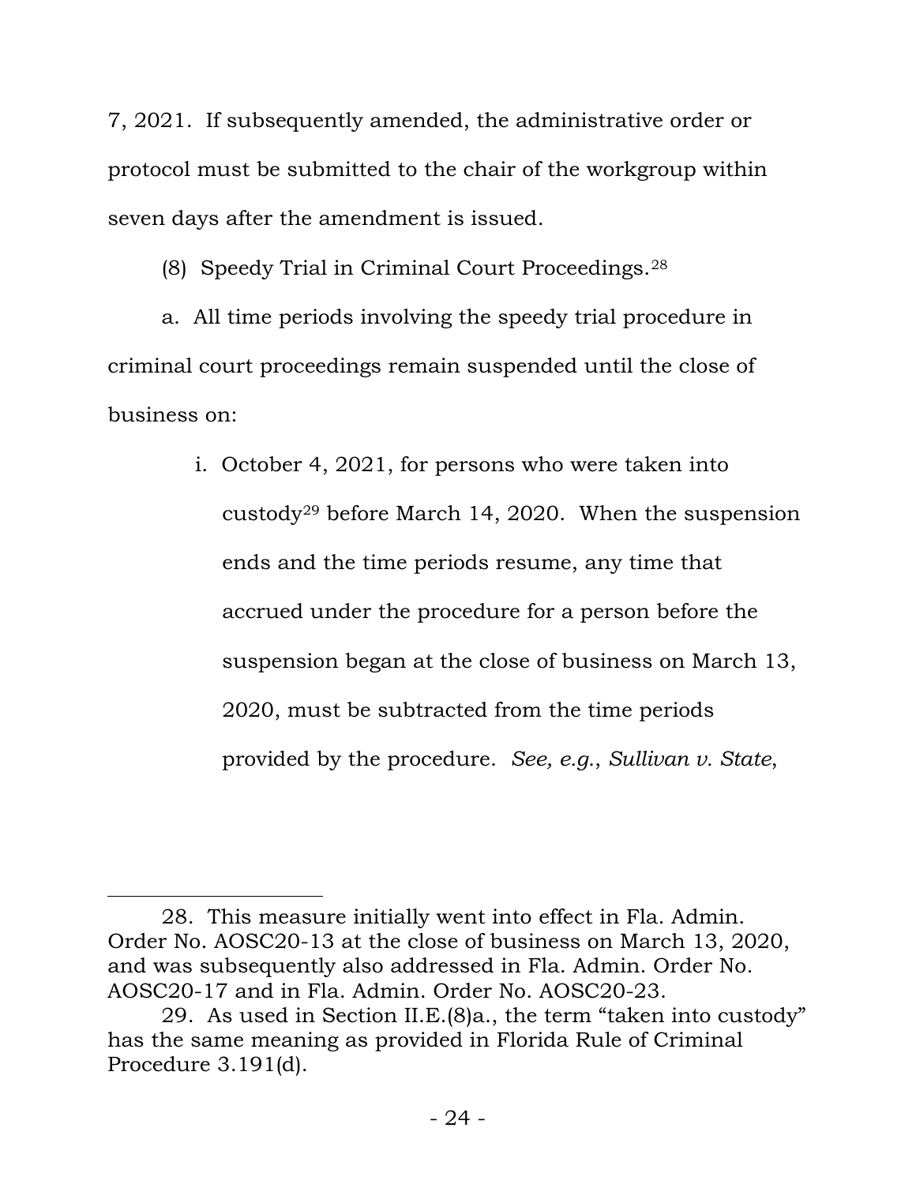7, 2021. If subsequently amended, the administrative order or protocol must be submitted to the chair of the workgroup within seven days after the amendment is issued.

(8) Speedy Trial in Criminal Court Proceedings.[28]

a. All time periods involving the speedy trial procedure in criminal court proceedings remain suspended until the close of business on:

> i. October 4, 2021, for persons who were taken into custody[29] before March 14, 2020. When the suspension ends and the time periods resume, any time that accrued under the procedure for a person before the suspension began at the close of business on March 13, 2020, must be subtracted from the time periods provided by the procedure. *See, e.g.*, *Sullivan v. State*,

---

28. This measure initially went into effect in Fla. Admin. Order No. AOSC20-13 at the close of business on March 13, 2020, and was subsequently also addressed in Fla. Admin. Order No. AOSC20-17 and in Fla. Admin. Order No. AOSC20-23.

29. As used in Section II.E.(8)a., the term "taken into custody" has the same meaning as provided in Florida Rule of Criminal Procedure 3.191(d).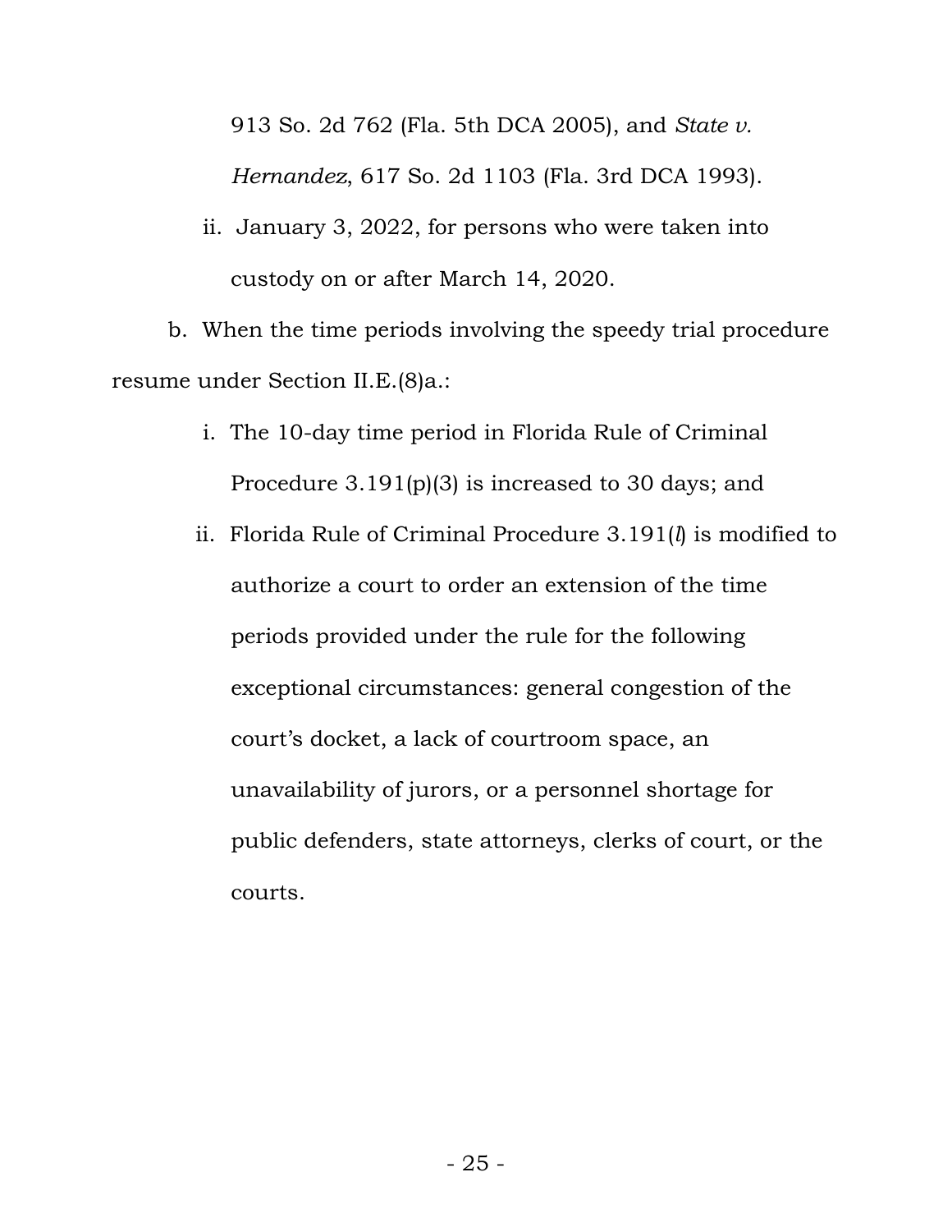913 So. 2d 762 (Fla. 5th DCA 2005), and *State v. Hernandez*, 617 So. 2d 1103 (Fla. 3rd DCA 1993).

ii. January 3, 2022, for persons who were taken into custody on or after March 14, 2020.

b. When the time periods involving the speedy trial procedure resume under Section II.E.(8)a.:

i. The 10-day time period in Florida Rule of Criminal Procedure 3.191(p)(3) is increased to 30 days; and

ii. Florida Rule of Criminal Procedure 3.191(*l*) is modified to authorize a court to order an extension of the time periods provided under the rule for the following exceptional circumstances: general congestion of the court's docket, a lack of courtroom space, an unavailability of jurors, or a personnel shortage for public defenders, state attorneys, clerks of court, or the courts.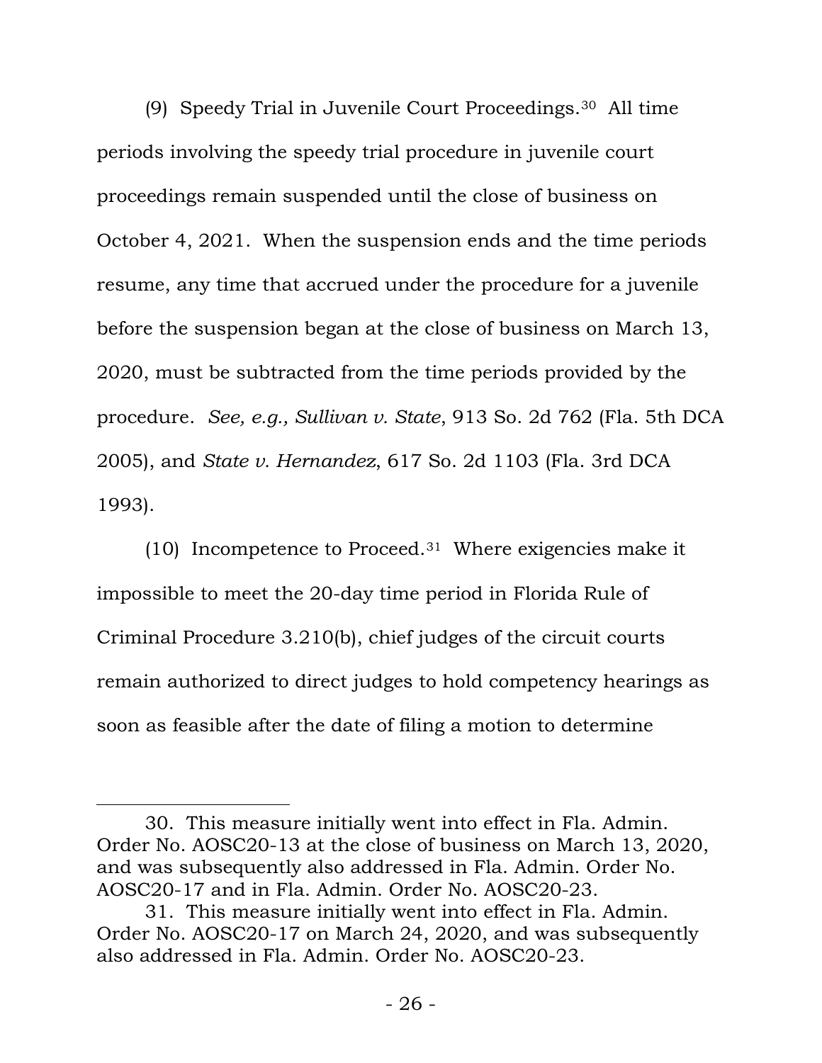(9) Speedy Trial in Juvenile Court Proceedings.[30] All time periods involving the speedy trial procedure in juvenile court proceedings remain suspended until the close of business on October 4, 2021. When the suspension ends and the time periods resume, any time that accrued under the procedure for a juvenile before the suspension began at the close of business on March 13, 2020, must be subtracted from the time periods provided by the procedure. *See, e.g., Sullivan v. State*, 913 So. 2d 762 (Fla. 5th DCA 2005), and *State v. Hernandez*, 617 So. 2d 1103 (Fla. 3rd DCA 1993).

(10) Incompetence to Proceed.[31] Where exigencies make it impossible to meet the 20-day time period in Florida Rule of Criminal Procedure 3.210(b), chief judges of the circuit courts remain authorized to direct judges to hold competency hearings as soon as feasible after the date of filing a motion to determine

---

30. This measure initially went into effect in Fla. Admin. Order No. AOSC20-13 at the close of business on March 13, 2020, and was subsequently also addressed in Fla. Admin. Order No. AOSC20-17 and in Fla. Admin. Order No. AOSC20-23.

31. This measure initially went into effect in Fla. Admin. Order No. AOSC20-17 on March 24, 2020, and was subsequently also addressed in Fla. Admin. Order No. AOSC20-23.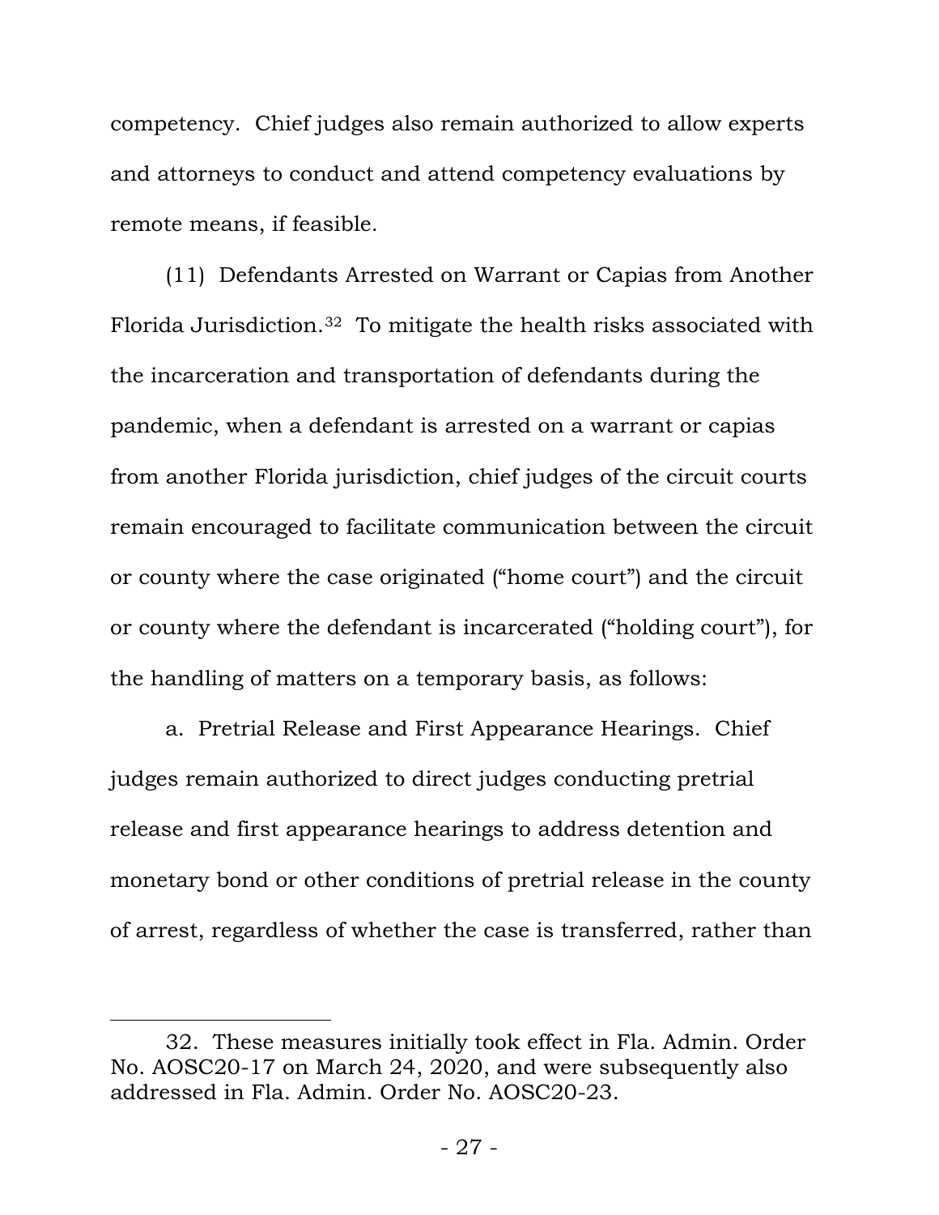competency. Chief judges also remain authorized to allow experts and attorneys to conduct and attend competency evaluations by remote means, if feasible.

(11) Defendants Arrested on Warrant or Capias from Another Florida Jurisdiction.[32] To mitigate the health risks associated with the incarceration and transportation of defendants during the pandemic, when a defendant is arrested on a warrant or capias from another Florida jurisdiction, chief judges of the circuit courts remain encouraged to facilitate communication between the circuit or county where the case originated ("home court") and the circuit or county where the defendant is incarcerated ("holding court"), for the handling of matters on a temporary basis, as follows:

a. Pretrial Release and First Appearance Hearings. Chief judges remain authorized to direct judges conducting pretrial release and first appearance hearings to address detention and monetary bond or other conditions of pretrial release in the county of arrest, regardless of whether the case is transferred, rather than

---

32. These measures initially took effect in Fla. Admin. Order No. AOSC20-17 on March 24, 2020, and were subsequently also addressed in Fla. Admin. Order No. AOSC20-23.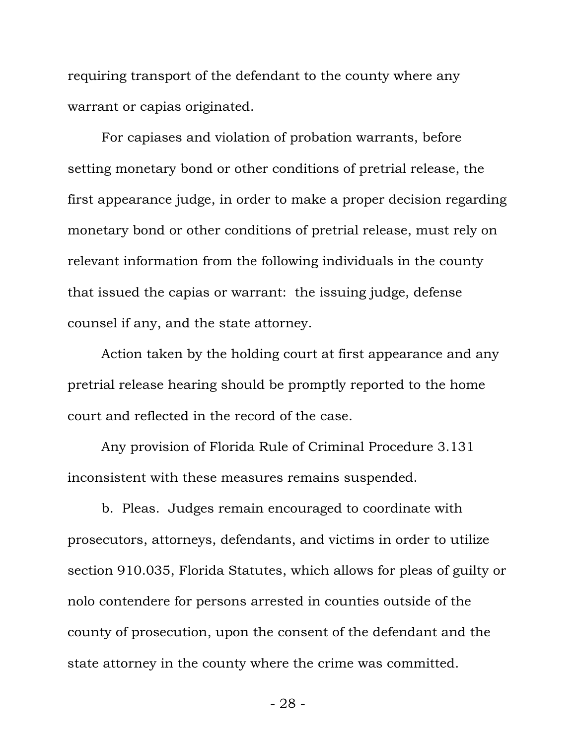requiring transport of the defendant to the county where any warrant or capias originated.

For capiases and violation of probation warrants, before setting monetary bond or other conditions of pretrial release, the first appearance judge, in order to make a proper decision regarding monetary bond or other conditions of pretrial release, must rely on relevant information from the following individuals in the county that issued the capias or warrant: the issuing judge, defense counsel if any, and the state attorney.

Action taken by the holding court at first appearance and any pretrial release hearing should be promptly reported to the home court and reflected in the record of the case.

Any provision of Florida Rule of Criminal Procedure 3.131 inconsistent with these measures remains suspended.

b. Pleas. Judges remain encouraged to coordinate with prosecutors, attorneys, defendants, and victims in order to utilize section 910.035, Florida Statutes, which allows for pleas of guilty or nolo contendere for persons arrested in counties outside of the county of prosecution, upon the consent of the defendant and the state attorney in the county where the crime was committed.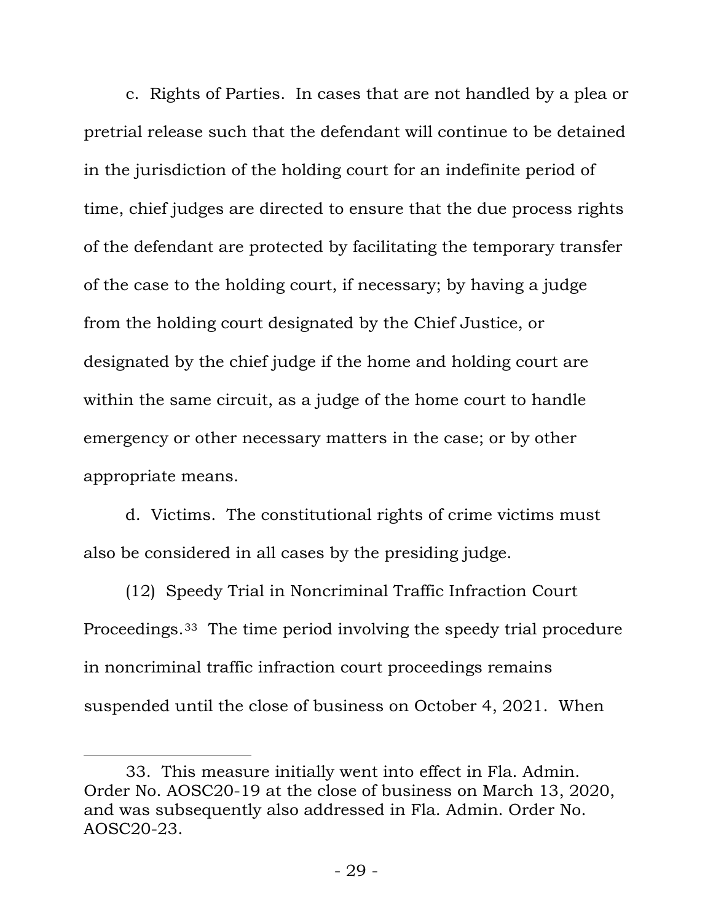c. Rights of Parties. In cases that are not handled by a plea or pretrial release such that the defendant will continue to be detained in the jurisdiction of the holding court for an indefinite period of time, chief judges are directed to ensure that the due process rights of the defendant are protected by facilitating the temporary transfer of the case to the holding court, if necessary; by having a judge from the holding court designated by the Chief Justice, or designated by the chief judge if the home and holding court are within the same circuit, as a judge of the home court to handle emergency or other necessary matters in the case; or by other appropriate means.

d. Victims. The constitutional rights of crime victims must also be considered in all cases by the presiding judge.

(12) Speedy Trial in Noncriminal Traffic Infraction Court Proceedings.[33] The time period involving the speedy trial procedure in noncriminal traffic infraction court proceedings remains suspended until the close of business on October 4, 2021. When

---

33. This measure initially went into effect in Fla. Admin. Order No. AOSC20-19 at the close of business on March 13, 2020, and was subsequently also addressed in Fla. Admin. Order No. AOSC20-23.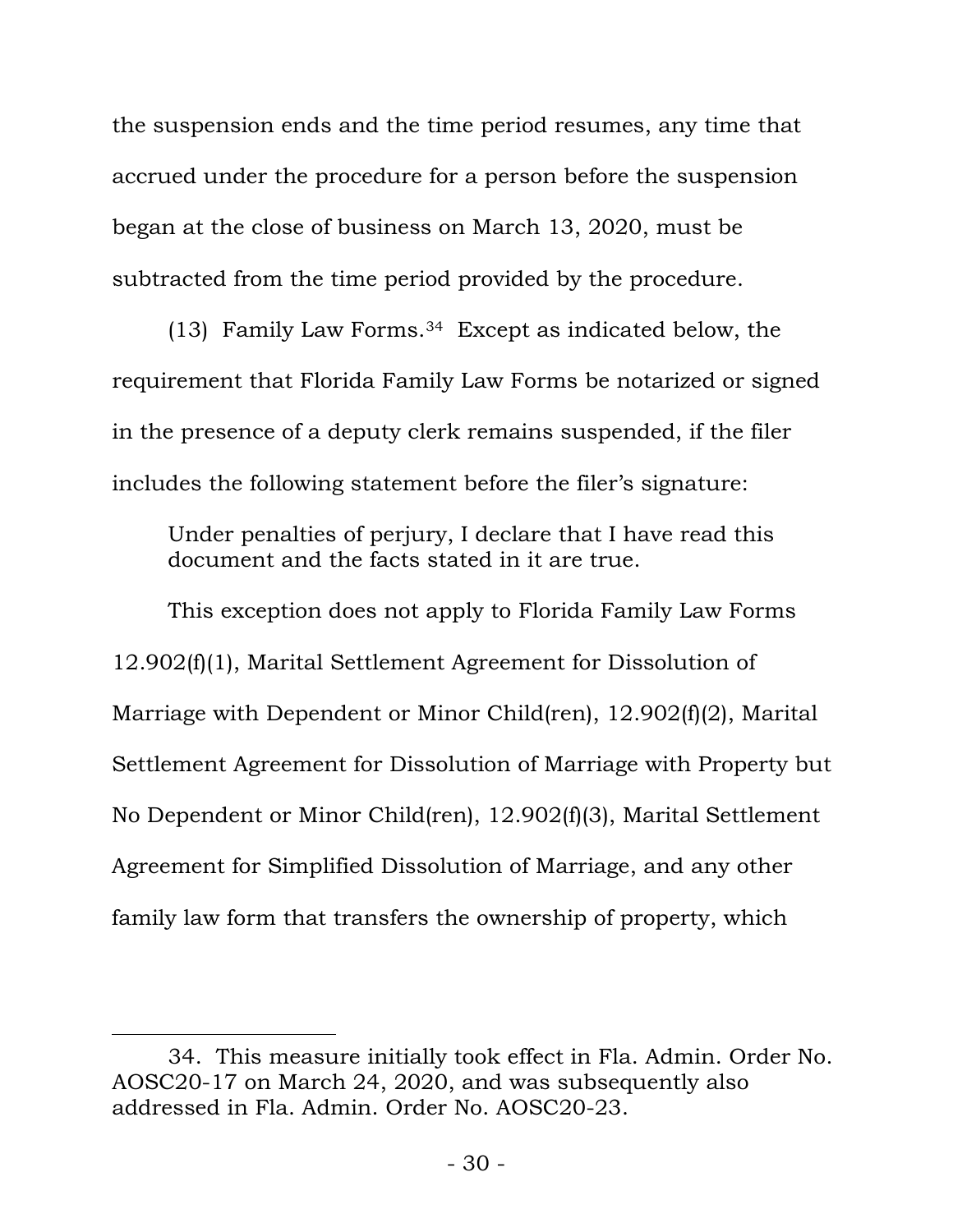the suspension ends and the time period resumes, any time that accrued under the procedure for a person before the suspension began at the close of business on March 13, 2020, must be subtracted from the time period provided by the procedure.

(13) Family Law Forms.[34] Except as indicated below, the requirement that Florida Family Law Forms be notarized or signed in the presence of a deputy clerk remains suspended, if the filer includes the following statement before the filer's signature:

> Under penalties of perjury, I declare that I have read this document and the facts stated in it are true.

This exception does not apply to Florida Family Law Forms 12.902(f)(1), Marital Settlement Agreement for Dissolution of Marriage with Dependent or Minor Child(ren), 12.902(f)(2), Marital Settlement Agreement for Dissolution of Marriage with Property but No Dependent or Minor Child(ren), 12.902(f)(3), Marital Settlement Agreement for Simplified Dissolution of Marriage, and any other family law form that transfers the ownership of property, which

---

34. This measure initially took effect in Fla. Admin. Order No. AOSC20-17 on March 24, 2020, and was subsequently also addressed in Fla. Admin. Order No. AOSC20-23.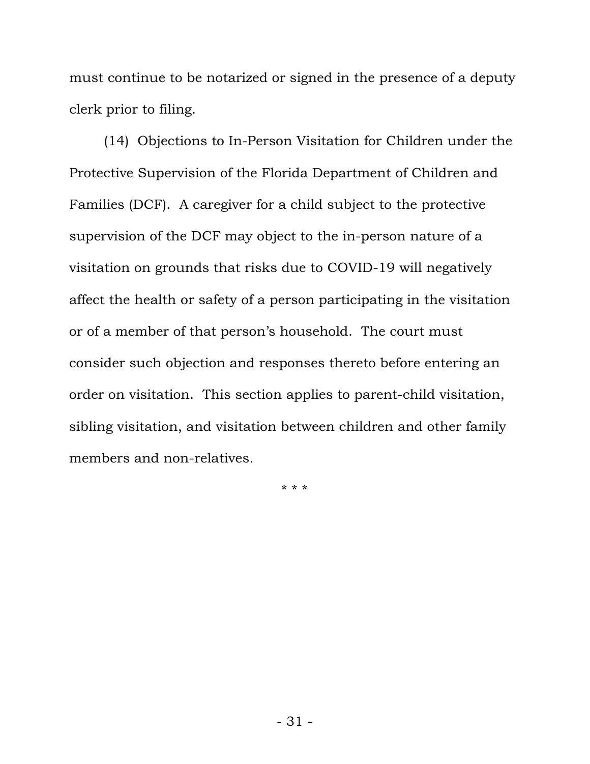must continue to be notarized or signed in the presence of a deputy clerk prior to filing.

(14) Objections to In-Person Visitation for Children under the Protective Supervision of the Florida Department of Children and Families (DCF). A caregiver for a child subject to the protective supervision of the DCF may object to the in-person nature of a visitation on grounds that risks due to COVID-19 will negatively affect the health or safety of a person participating in the visitation or of a member of that person's household. The court must consider such objection and responses thereto before entering an order on visitation. This section applies to parent-child visitation, sibling visitation, and visitation between children and other family members and non-relatives.

\* \* \*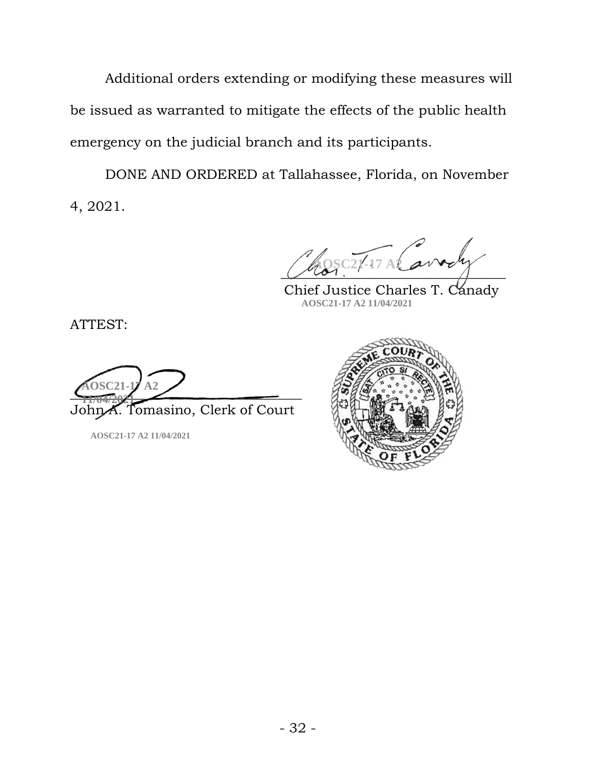Additional orders extending or modifying these measures will be issued as warranted to mitigate the effects of the public health emergency on the judicial branch and its participants.

DONE AND ORDERED at Tallahassee, Florida, on November 4, 2021.

AOSC21-17 A2

Chief Justice Charles T. Canady

AOSC21-17 A2 11/04/2021

ATTEST:

AOSC21-17 A2
11/04/2021

John A. Tomasino, Clerk of Court

AOSC21-17 A2 11/04/2021